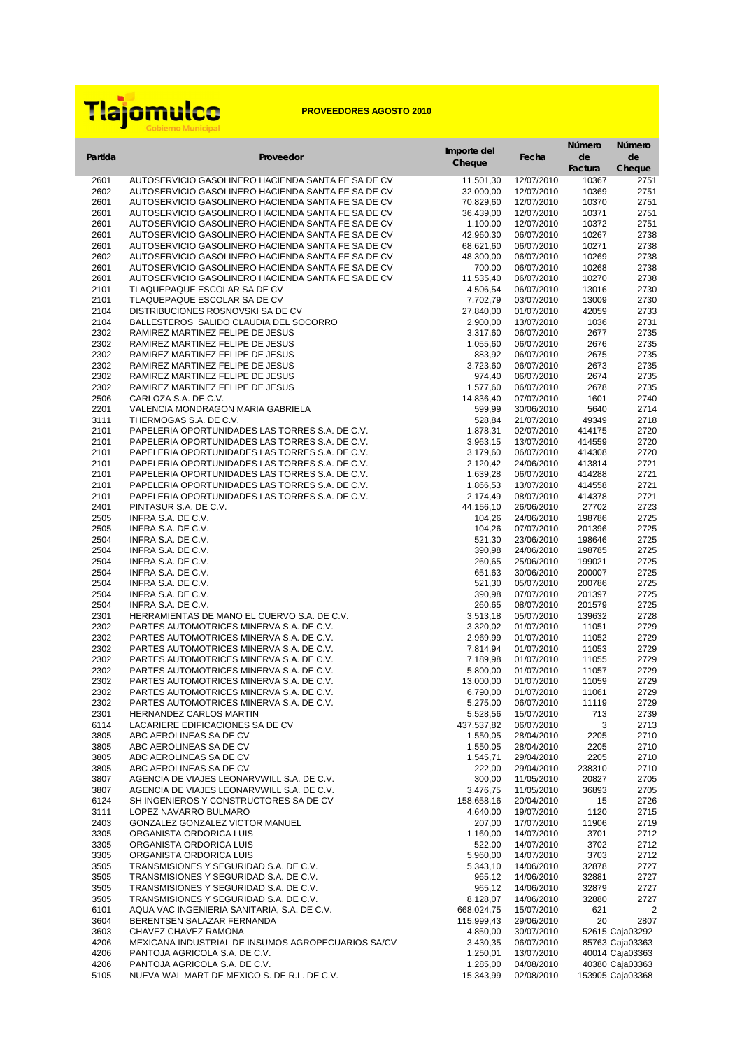Tlajomulco Gobierno Municipal

**PROVEEDORES AGOSTO 2010**

| Partida | Proveedor | Importe del Cheque | Fecha | Número de Factura | Número de Cheque |
|---|---|---|---|---|---|
| 2601 | AUTOSERVICIO GASOLINERO HACIENDA SANTA FE SA DE CV | 11.501,30 | 12/07/2010 | 10367 | 2751 |
| 2602 | AUTOSERVICIO GASOLINERO HACIENDA SANTA FE SA DE CV | 32.000,00 | 12/07/2010 | 10369 | 2751 |
| 2601 | AUTOSERVICIO GASOLINERO HACIENDA SANTA FE SA DE CV | 70.829,60 | 12/07/2010 | 10370 | 2751 |
| 2601 | AUTOSERVICIO GASOLINERO HACIENDA SANTA FE SA DE CV | 36.439,00 | 12/07/2010 | 10371 | 2751 |
| 2601 | AUTOSERVICIO GASOLINERO HACIENDA SANTA FE SA DE CV | 1.100,00 | 12/07/2010 | 10372 | 2751 |
| 2601 | AUTOSERVICIO GASOLINERO HACIENDA SANTA FE SA DE CV | 42.960,30 | 06/07/2010 | 10267 | 2738 |
| 2601 | AUTOSERVICIO GASOLINERO HACIENDA SANTA FE SA DE CV | 68.621,60 | 06/07/2010 | 10271 | 2738 |
| 2602 | AUTOSERVICIO GASOLINERO HACIENDA SANTA FE SA DE CV | 48.300,00 | 06/07/2010 | 10269 | 2738 |
| 2601 | AUTOSERVICIO GASOLINERO HACIENDA SANTA FE SA DE CV | 700,00 | 06/07/2010 | 10268 | 2738 |
| 2601 | AUTOSERVICIO GASOLINERO HACIENDA SANTA FE SA DE CV | 11.535,40 | 06/07/2010 | 10270 | 2738 |
| 2101 | TLAQUEPAQUE ESCOLAR SA DE CV | 4.506,54 | 06/07/2010 | 13016 | 2730 |
| 2101 | TLAQUEPAQUE ESCOLAR SA DE CV | 7.702,79 | 03/07/2010 | 13009 | 2730 |
| 2104 | DISTRIBUCIONES ROSNOVSKI SA DE CV | 27.840,00 | 01/07/2010 | 42059 | 2733 |
| 2104 | BALLESTEROS SALIDO CLAUDIA DEL SOCORRO | 2.900,00 | 13/07/2010 | 1036 | 2731 |
| 2302 | RAMIREZ MARTINEZ FELIPE DE JESUS | 3.317,60 | 06/07/2010 | 2677 | 2735 |
| 2302 | RAMIREZ MARTINEZ FELIPE DE JESUS | 1.055,60 | 06/07/2010 | 2676 | 2735 |
| 2302 | RAMIREZ MARTINEZ FELIPE DE JESUS | 883,92 | 06/07/2010 | 2675 | 2735 |
| 2302 | RAMIREZ MARTINEZ FELIPE DE JESUS | 3.723,60 | 06/07/2010 | 2673 | 2735 |
| 2302 | RAMIREZ MARTINEZ FELIPE DE JESUS | 974,40 | 06/07/2010 | 2674 | 2735 |
| 2302 | RAMIREZ MARTINEZ FELIPE DE JESUS | 1.577,60 | 06/07/2010 | 2678 | 2735 |
| 2506 | CARLOZA S.A. DE C.V. | 14.836,40 | 07/07/2010 | 1601 | 2740 |
| 2201 | VALENCIA MONDRAGON MARIA GABRIELA | 599,99 | 30/06/2010 | 5640 | 2714 |
| 3111 | THERMOGAS S.A. DE C.V. | 528,84 | 21/07/2010 | 49349 | 2718 |
| 2101 | PAPELERIA OPORTUNIDADES LAS TORRES S.A. DE C.V. | 1.878,31 | 02/07/2010 | 414175 | 2720 |
| 2101 | PAPELERIA OPORTUNIDADES LAS TORRES S.A. DE C.V. | 3.963,15 | 13/07/2010 | 414559 | 2720 |
| 2101 | PAPELERIA OPORTUNIDADES LAS TORRES S.A. DE C.V. | 3.179,60 | 06/07/2010 | 414308 | 2720 |
| 2101 | PAPELERIA OPORTUNIDADES LAS TORRES S.A. DE C.V. | 2.120,42 | 24/06/2010 | 413814 | 2721 |
| 2101 | PAPELERIA OPORTUNIDADES LAS TORRES S.A. DE C.V. | 1.639,28 | 06/07/2010 | 414288 | 2721 |
| 2101 | PAPELERIA OPORTUNIDADES LAS TORRES S.A. DE C.V. | 1.866,53 | 13/07/2010 | 414558 | 2721 |
| 2101 | PAPELERIA OPORTUNIDADES LAS TORRES S.A. DE C.V. | 2.174,49 | 08/07/2010 | 414378 | 2721 |
| 2401 | PINTASUR S.A. DE C.V. | 44.156,10 | 26/06/2010 | 27702 | 2723 |
| 2505 | INFRA S.A. DE C.V. | 104,26 | 24/06/2010 | 198786 | 2725 |
| 2505 | INFRA S.A. DE C.V. | 104,26 | 07/07/2010 | 201396 | 2725 |
| 2504 | INFRA S.A. DE C.V. | 521,30 | 23/06/2010 | 198646 | 2725 |
| 2504 | INFRA S.A. DE C.V. | 390,98 | 24/06/2010 | 198785 | 2725 |
| 2504 | INFRA S.A. DE C.V. | 260,65 | 25/06/2010 | 199021 | 2725 |
| 2504 | INFRA S.A. DE C.V. | 651,63 | 30/06/2010 | 200007 | 2725 |
| 2504 | INFRA S.A. DE C.V. | 521,30 | 05/07/2010 | 200786 | 2725 |
| 2504 | INFRA S.A. DE C.V. | 390,98 | 07/07/2010 | 201397 | 2725 |
| 2504 | INFRA S.A. DE C.V. | 260,65 | 08/07/2010 | 201579 | 2725 |
| 2301 | HERRAMIENTAS DE MANO EL CUERVO S.A. DE C.V. | 3.513,18 | 05/07/2010 | 139632 | 2728 |
| 2302 | PARTES AUTOMOTRICES MINERVA S.A. DE C.V. | 3.320,02 | 01/07/2010 | 11051 | 2729 |
| 2302 | PARTES AUTOMOTRICES MINERVA S.A. DE C.V. | 2.969,99 | 01/07/2010 | 11052 | 2729 |
| 2302 | PARTES AUTOMOTRICES MINERVA S.A. DE C.V. | 7.814,94 | 01/07/2010 | 11053 | 2729 |
| 2302 | PARTES AUTOMOTRICES MINERVA S.A. DE C.V. | 7.189,98 | 01/07/2010 | 11055 | 2729 |
| 2302 | PARTES AUTOMOTRICES MINERVA S.A. DE C.V. | 5.800,00 | 01/07/2010 | 11057 | 2729 |
| 2302 | PARTES AUTOMOTRICES MINERVA S.A. DE C.V. | 13.000,00 | 01/07/2010 | 11059 | 2729 |
| 2302 | PARTES AUTOMOTRICES MINERVA S.A. DE C.V. | 6.790,00 | 01/07/2010 | 11061 | 2729 |
| 2302 | PARTES AUTOMOTRICES MINERVA S.A. DE C.V. | 5.275,00 | 06/07/2010 | 11119 | 2729 |
| 2301 | HERNANDEZ CARLOS MARTIN | 5.528,56 | 15/07/2010 | 713 | 2739 |
| 6114 | LACARIERE EDIFICACIONES SA DE CV | 437.537,82 | 06/07/2010 | 3 | 2713 |
| 3805 | ABC AEROLINEAS SA DE CV | 1.550,05 | 28/04/2010 | 2205 | 2710 |
| 3805 | ABC AEROLINEAS SA DE CV | 1.550,05 | 28/04/2010 | 2205 | 2710 |
| 3805 | ABC AEROLINEAS SA DE CV | 1.545,71 | 29/04/2010 | 2205 | 2710 |
| 3805 | ABC AEROLINEAS SA DE CV | 222,00 | 29/04/2010 | 238310 | 2710 |
| 3807 | AGENCIA DE VIAJES LEONARVWILL S.A. DE C.V. | 300,00 | 11/05/2010 | 20827 | 2705 |
| 3807 | AGENCIA DE VIAJES LEONARVWILL S.A. DE C.V. | 3.476,75 | 11/05/2010 | 36893 | 2705 |
| 6124 | SH INGENIEROS Y CONSTRUCTORES SA DE CV | 158.658,16 | 20/04/2010 | 15 | 2726 |
| 3111 | LOPEZ NAVARRO BULMARO | 4.640,00 | 19/07/2010 | 1120 | 2715 |
| 2403 | GONZALEZ GONZALEZ VICTOR MANUEL | 207,00 | 17/07/2010 | 11906 | 2719 |
| 3305 | ORGANISTA ORDORICA LUIS | 1.160,00 | 14/07/2010 | 3701 | 2712 |
| 3305 | ORGANISTA ORDORICA LUIS | 522,00 | 14/07/2010 | 3702 | 2712 |
| 3305 | ORGANISTA ORDORICA LUIS | 5.960,00 | 14/07/2010 | 3703 | 2712 |
| 3505 | TRANSMISIONES Y SEGURIDAD S.A. DE C.V. | 5.343,10 | 14/06/2010 | 32878 | 2727 |
| 3505 | TRANSMISIONES Y SEGURIDAD S.A. DE C.V. | 965,12 | 14/06/2010 | 32881 | 2727 |
| 3505 | TRANSMISIONES Y SEGURIDAD S.A. DE C.V. | 965,12 | 14/06/2010 | 32879 | 2727 |
| 3505 | TRANSMISIONES Y SEGURIDAD S.A. DE C.V. | 8.128,07 | 14/06/2010 | 32880 | 2727 |
| 6101 | AQUA VAC INGENIERIA SANITARIA, S.A. DE C.V. | 668.024,75 | 15/07/2010 | 621 | 2 |
| 3604 | BERENTSEN SALAZAR FERNANDA | 115.999,43 | 29/06/2010 | 20 | 2807 |
| 3603 | CHAVEZ CHAVEZ RAMONA | 4.850,00 | 30/07/2010 | 52615 | Caja03292 |
| 4206 | MEXICANA INDUSTRIAL DE INSUMOS AGROPECUARIOS SA/CV | 3.430,35 | 06/07/2010 | 85763 | Caja03363 |
| 4206 | PANTOJA AGRICOLA S.A. DE C.V. | 1.250,01 | 13/07/2010 | 40014 | Caja03363 |
| 4206 | PANTOJA AGRICOLA S.A. DE C.V. | 1.285,00 | 04/08/2010 | 40380 | Caja03363 |
| 5105 | NUEVA WAL MART DE MEXICO S. DE R.L. DE C.V. | 15.343,99 | 02/08/2010 | 153905 | Caja03368 |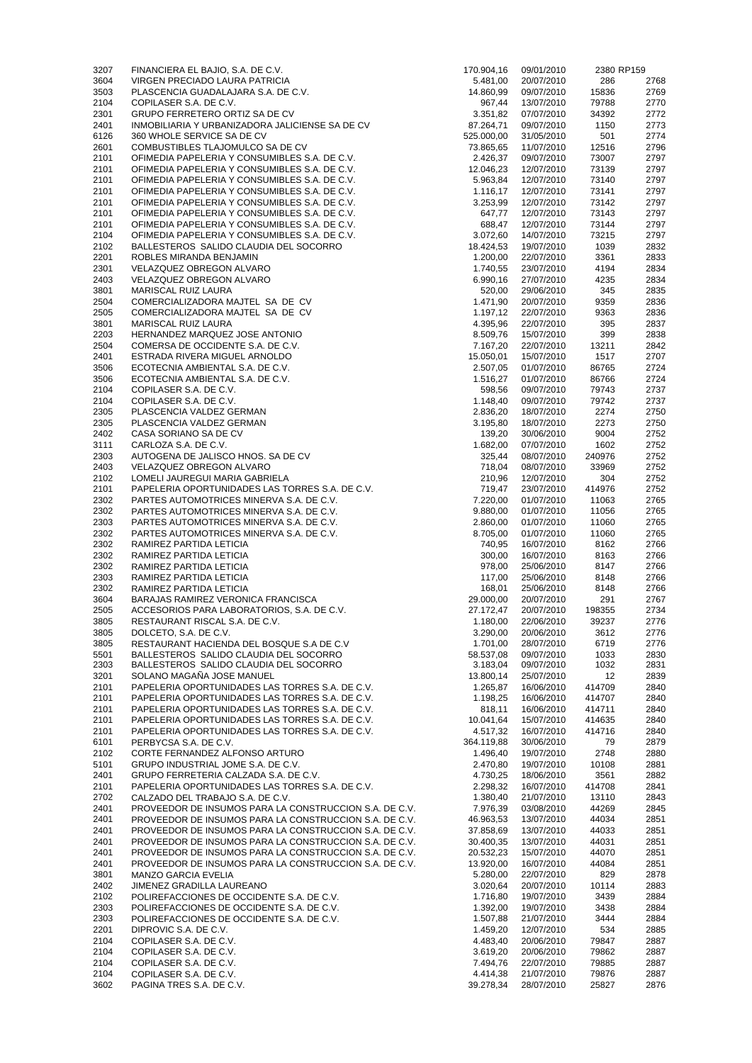| | | | | | |
|---|---|---|---|---|---|
| 3207 | FINANCIERA EL BAJIO, S.A. DE C.V. | 170.904,16 | 09/01/2010 | 2380 | RP159 |
| 3604 | VIRGEN PRECIADO LAURA PATRICIA | 5.481,00 | 20/07/2010 | 286 | 2768 |
| 3503 | PLASCENCIA GUADALAJARA S.A. DE C.V. | 14.860,99 | 09/07/2010 | 15836 | 2769 |
| 2104 | COPILASER S.A. DE C.V. | 967,44 | 13/07/2010 | 79788 | 2770 |
| 2301 | GRUPO FERRETERO ORTIZ SA DE CV | 3.351,82 | 07/07/2010 | 34392 | 2772 |
| 2401 | INMOBILIARIA Y URBANIZADORA JALICIENSE SA DE CV | 87.264,71 | 09/07/2010 | 1150 | 2773 |
| 6126 | 360 WHOLE SERVICE SA DE CV | 525.000,00 | 31/05/2010 | 501 | 2774 |
| 2601 | COMBUSTIBLES TLAJOMULCO SA DE CV | 73.865,65 | 11/07/2010 | 12516 | 2796 |
| 2101 | OFIMEDIA PAPELERIA Y CONSUMIBLES S.A. DE C.V. | 2.426,37 | 09/07/2010 | 73007 | 2797 |
| 2101 | OFIMEDIA PAPELERIA Y CONSUMIBLES S.A. DE C.V. | 12.046,23 | 12/07/2010 | 73139 | 2797 |
| 2101 | OFIMEDIA PAPELERIA Y CONSUMIBLES S.A. DE C.V. | 5.963,84 | 12/07/2010 | 73140 | 2797 |
| 2101 | OFIMEDIA PAPELERIA Y CONSUMIBLES S.A. DE C.V. | 1.116,17 | 12/07/2010 | 73141 | 2797 |
| 2101 | OFIMEDIA PAPELERIA Y CONSUMIBLES S.A. DE C.V. | 3.253,99 | 12/07/2010 | 73142 | 2797 |
| 2101 | OFIMEDIA PAPELERIA Y CONSUMIBLES S.A. DE C.V. | 647,77 | 12/07/2010 | 73143 | 2797 |
| 2101 | OFIMEDIA PAPELERIA Y CONSUMIBLES S.A. DE C.V. | 688,47 | 12/07/2010 | 73144 | 2797 |
| 2104 | OFIMEDIA PAPELERIA Y CONSUMIBLES S.A. DE C.V. | 3.072,60 | 14/07/2010 | 73215 | 2797 |
| 2102 | BALLESTEROS SALIDO CLAUDIA DEL SOCORRO | 18.424,53 | 19/07/2010 | 1039 | 2832 |
| 2201 | ROBLES MIRANDA BENJAMIN | 1.200,00 | 22/07/2010 | 3361 | 2833 |
| 2301 | VELAZQUEZ OBREGON ALVARO | 1.740,55 | 23/07/2010 | 4194 | 2834 |
| 2403 | VELAZQUEZ OBREGON ALVARO | 6.990,16 | 27/07/2010 | 4235 | 2834 |
| 3801 | MARISCAL RUIZ LAURA | 520,00 | 29/06/2010 | 345 | 2835 |
| 2504 | COMERCIALIZADORA MAJTEL SA DE CV | 1.471,90 | 20/07/2010 | 9359 | 2836 |
| 2505 | COMERCIALIZADORA MAJTEL SA DE CV | 1.197,12 | 22/07/2010 | 9363 | 2836 |
| 3801 | MARISCAL RUIZ LAURA | 4.395,96 | 22/07/2010 | 395 | 2837 |
| 2203 | HERNANDEZ MARQUEZ JOSE ANTONIO | 8.509,76 | 15/07/2010 | 399 | 2838 |
| 2504 | COMERSA DE OCCIDENTE S.A. DE C.V. | 7.167,20 | 22/07/2010 | 13211 | 2842 |
| 2401 | ESTRADA RIVERA MIGUEL ARNOLDO | 15.050,01 | 15/07/2010 | 1517 | 2707 |
| 3506 | ECOTECNIA AMBIENTAL S.A. DE C.V. | 2.507,05 | 01/07/2010 | 86765 | 2724 |
| 3506 | ECOTECNIA AMBIENTAL S.A. DE C.V. | 1.516,27 | 01/07/2010 | 86766 | 2724 |
| 2104 | COPILASER S.A. DE C.V. | 598,56 | 09/07/2010 | 79743 | 2737 |
| 2104 | COPILASER S.A. DE C.V. | 1.148,40 | 09/07/2010 | 79742 | 2737 |
| 2305 | PLASCENCIA VALDEZ GERMAN | 2.836,20 | 18/07/2010 | 2274 | 2750 |
| 2305 | PLASCENCIA VALDEZ GERMAN | 3.195,80 | 18/07/2010 | 2273 | 2750 |
| 2402 | CASA SORIANO SA DE CV | 139,20 | 30/06/2010 | 9004 | 2752 |
| 3111 | CARLOZA S.A. DE C.V. | 1.682,00 | 07/07/2010 | 1602 | 2752 |
| 2303 | AUTOGENA DE JALISCO HNOS. SA DE CV | 325,44 | 08/07/2010 | 240976 | 2752 |
| 2403 | VELAZQUEZ OBREGON ALVARO | 718,04 | 08/07/2010 | 33969 | 2752 |
| 2102 | LOMELI JAUREGUI MARIA GABRIELA | 210,96 | 12/07/2010 | 304 | 2752 |
| 2101 | PAPELERIA OPORTUNIDADES LAS TORRES S.A. DE C.V. | 719,47 | 23/07/2010 | 414976 | 2752 |
| 2302 | PARTES AUTOMOTRICES MINERVA S.A. DE C.V. | 7.220,00 | 01/07/2010 | 11063 | 2765 |
| 2302 | PARTES AUTOMOTRICES MINERVA S.A. DE C.V. | 9.880,00 | 01/07/2010 | 11056 | 2765 |
| 2303 | PARTES AUTOMOTRICES MINERVA S.A. DE C.V. | 2.860,00 | 01/07/2010 | 11060 | 2765 |
| 2302 | PARTES AUTOMOTRICES MINERVA S.A. DE C.V. | 8.705,00 | 01/07/2010 | 11060 | 2765 |
| 2302 | RAMIREZ PARTIDA LETICIA | 740,95 | 16/07/2010 | 8162 | 2766 |
| 2302 | RAMIREZ PARTIDA LETICIA | 300,00 | 16/07/2010 | 8163 | 2766 |
| 2302 | RAMIREZ PARTIDA LETICIA | 978,00 | 25/06/2010 | 8147 | 2766 |
| 2303 | RAMIREZ PARTIDA LETICIA | 117,00 | 25/06/2010 | 8148 | 2766 |
| 2302 | RAMIREZ PARTIDA LETICIA | 168,01 | 25/06/2010 | 8148 | 2766 |
| 3604 | BARAJAS RAMIREZ VERONICA FRANCISCA | 29.000,00 | 20/07/2010 | 291 | 2767 |
| 2505 | ACCESORIOS PARA LABORATORIOS, S.A. DE C.V. | 27.172,47 | 20/07/2010 | 198355 | 2734 |
| 3805 | RESTAURANT RISCAL S.A. DE C.V. | 1.180,00 | 22/06/2010 | 39237 | 2776 |
| 3805 | DOLCETO, S.A. DE C.V. | 3.290,00 | 20/06/2010 | 3612 | 2776 |
| 3805 | RESTAURANT HACIENDA DEL BOSQUE S.A DE C.V | 1.701,00 | 28/07/2010 | 6719 | 2776 |
| 5501 | BALLESTEROS SALIDO CLAUDIA DEL SOCORRO | 58.537,08 | 09/07/2010 | 1033 | 2830 |
| 2303 | BALLESTEROS SALIDO CLAUDIA DEL SOCORRO | 3.183,04 | 09/07/2010 | 1032 | 2831 |
| 3201 | SOLANO MAGAÑA JOSE MANUEL | 13.800,14 | 25/07/2010 | 12 | 2839 |
| 2101 | PAPELERIA OPORTUNIDADES LAS TORRES S.A. DE C.V. | 1.265,87 | 16/06/2010 | 414709 | 2840 |
| 2101 | PAPELERIA OPORTUNIDADES LAS TORRES S.A. DE C.V. | 1.198,25 | 16/06/2010 | 414707 | 2840 |
| 2101 | PAPELERIA OPORTUNIDADES LAS TORRES S.A. DE C.V. | 818,11 | 16/06/2010 | 414711 | 2840 |
| 2101 | PAPELERIA OPORTUNIDADES LAS TORRES S.A. DE C.V. | 10.041,64 | 15/07/2010 | 414635 | 2840 |
| 2101 | PAPELERIA OPORTUNIDADES LAS TORRES S.A. DE C.V. | 4.517,32 | 16/07/2010 | 414716 | 2840 |
| 6101 | PERBYCSA S.A. DE C.V. | 364.119,88 | 30/06/2010 | 79 | 2879 |
| 2102 | CORTE FERNANDEZ ALFONSO ARTURO | 1.496,40 | 19/07/2010 | 2748 | 2880 |
| 5101 | GRUPO INDUSTRIAL JOME S.A. DE C.V. | 2.470,80 | 19/07/2010 | 10108 | 2881 |
| 2401 | GRUPO FERRETERIA CALZADA S.A. DE C.V. | 4.730,25 | 18/06/2010 | 3561 | 2882 |
| 2101 | PAPELERIA OPORTUNIDADES LAS TORRES S.A. DE C.V. | 2.298,32 | 16/07/2010 | 414708 | 2841 |
| 2702 | CALZADO DEL TRABAJO S.A. DE C.V. | 1.380,40 | 21/07/2010 | 13110 | 2843 |
| 2401 | PROVEEDOR DE INSUMOS PARA LA CONSTRUCCION S.A. DE C.V. | 7.976,39 | 03/08/2010 | 44269 | 2845 |
| 2401 | PROVEEDOR DE INSUMOS PARA LA CONSTRUCCION S.A. DE C.V. | 46.963,53 | 13/07/2010 | 44034 | 2851 |
| 2401 | PROVEEDOR DE INSUMOS PARA LA CONSTRUCCION S.A. DE C.V. | 37.858,69 | 13/07/2010 | 44033 | 2851 |
| 2401 | PROVEEDOR DE INSUMOS PARA LA CONSTRUCCION S.A. DE C.V. | 30.400,35 | 13/07/2010 | 44031 | 2851 |
| 2401 | PROVEEDOR DE INSUMOS PARA LA CONSTRUCCION S.A. DE C.V. | 20.532,23 | 15/07/2010 | 44070 | 2851 |
| 2401 | PROVEEDOR DE INSUMOS PARA LA CONSTRUCCION S.A. DE C.V. | 13.920,00 | 16/07/2010 | 44084 | 2851 |
| 3801 | MANZO GARCIA EVELIA | 5.280,00 | 22/07/2010 | 829 | 2878 |
| 2402 | JIMENEZ GRADILLA LAUREANO | 3.020,64 | 20/07/2010 | 10114 | 2883 |
| 2102 | POLIREFACCIONES DE OCCIDENTE S.A. DE C.V. | 1.716,80 | 19/07/2010 | 3439 | 2884 |
| 2303 | POLIREFACCIONES DE OCCIDENTE S.A. DE C.V. | 1.392,00 | 19/07/2010 | 3438 | 2884 |
| 2303 | POLIREFACCIONES DE OCCIDENTE S.A. DE C.V. | 1.507,88 | 21/07/2010 | 3444 | 2884 |
| 2201 | DIPROVIC S.A. DE C.V. | 1.459,20 | 12/07/2010 | 534 | 2885 |
| 2104 | COPILASER S.A. DE C.V. | 4.483,40 | 20/06/2010 | 79847 | 2887 |
| 2104 | COPILASER S.A. DE C.V. | 3.619,20 | 20/06/2010 | 79862 | 2887 |
| 2104 | COPILASER S.A. DE C.V. | 7.494,76 | 22/07/2010 | 79885 | 2887 |
| 2104 | COPILASER S.A. DE C.V. | 4.414,38 | 21/07/2010 | 79876 | 2887 |
| 3602 | PAGINA TRES S.A. DE C.V. | 39.278,34 | 28/07/2010 | 25827 | 2876 |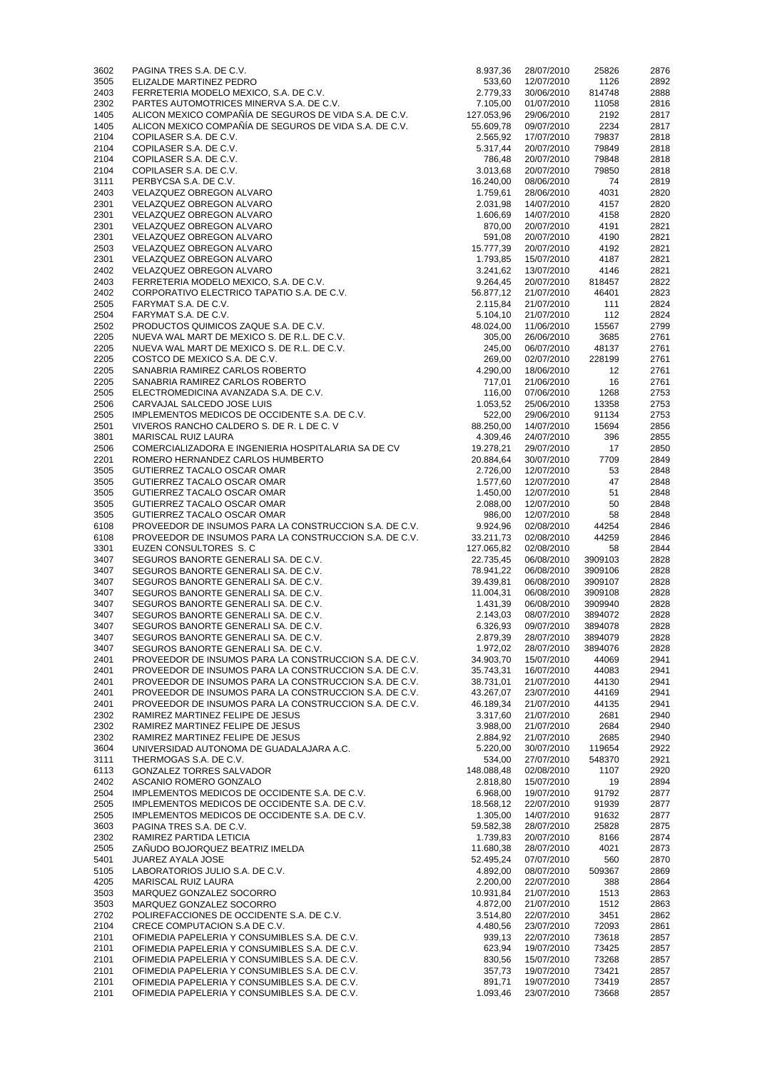| | | | | | |
|---|---|---|---|---|---|
| 3602 | PAGINA TRES S.A. DE C.V. | 8.937,36 | 28/07/2010 | 25826 | 2876 |
| 3505 | ELIZALDE MARTINEZ PEDRO | 533,60 | 12/07/2010 | 1126 | 2892 |
| 2403 | FERRETERIA MODELO MEXICO, S.A. DE C.V. | 2.779,33 | 30/06/2010 | 814748 | 2888 |
| 2302 | PARTES AUTOMOTRICES MINERVA S.A. DE C.V. | 7.105,00 | 01/07/2010 | 11058 | 2816 |
| 1405 | ALICON MEXICO COMPAÑÍA DE SEGUROS DE VIDA S.A. DE C.V. | 127.053,96 | 29/06/2010 | 2192 | 2817 |
| 1405 | ALICON MEXICO COMPAÑÍA DE SEGUROS DE VIDA S.A. DE C.V. | 55.609,78 | 09/07/2010 | 2234 | 2817 |
| 2104 | COPILASER S.A. DE C.V. | 2.565,92 | 17/07/2010 | 79837 | 2818 |
| 2104 | COPILASER S.A. DE C.V. | 5.317,44 | 20/07/2010 | 79849 | 2818 |
| 2104 | COPILASER S.A. DE C.V. | 786,48 | 20/07/2010 | 79848 | 2818 |
| 2104 | COPILASER S.A. DE C.V. | 3.013,68 | 20/07/2010 | 79850 | 2818 |
| 3111 | PERBYCSA S.A. DE C.V. | 16.240,00 | 08/06/2010 | 74 | 2819 |
| 2403 | VELAZQUEZ OBREGON ALVARO | 1.759,61 | 28/06/2010 | 4031 | 2820 |
| 2301 | VELAZQUEZ OBREGON ALVARO | 2.031,98 | 14/07/2010 | 4157 | 2820 |
| 2301 | VELAZQUEZ OBREGON ALVARO | 1.606,69 | 14/07/2010 | 4158 | 2820 |
| 2301 | VELAZQUEZ OBREGON ALVARO | 870,00 | 20/07/2010 | 4191 | 2821 |
| 2301 | VELAZQUEZ OBREGON ALVARO | 591,08 | 20/07/2010 | 4190 | 2821 |
| 2503 | VELAZQUEZ OBREGON ALVARO | 15.777,39 | 20/07/2010 | 4192 | 2821 |
| 2301 | VELAZQUEZ OBREGON ALVARO | 1.793,85 | 15/07/2010 | 4187 | 2821 |
| 2402 | VELAZQUEZ OBREGON ALVARO | 3.241,62 | 13/07/2010 | 4146 | 2821 |
| 2403 | FERRETERIA MODELO MEXICO, S.A. DE C.V. | 9.264,45 | 20/07/2010 | 818457 | 2822 |
| 2402 | CORPORATIVO ELECTRICO TAPATIO S.A. DE C.V. | 56.877,12 | 21/07/2010 | 46401 | 2823 |
| 2505 | FARYMAT S.A. DE C.V. | 2.115,84 | 21/07/2010 | 111 | 2824 |
| 2504 | FARYMAT S.A. DE C.V. | 5.104,10 | 21/07/2010 | 112 | 2824 |
| 2502 | PRODUCTOS QUIMICOS ZAQUE S.A. DE C.V. | 48.024,00 | 11/06/2010 | 15567 | 2799 |
| 2205 | NUEVA WAL MART DE MEXICO S. DE R.L. DE C.V. | 305,00 | 26/06/2010 | 3685 | 2761 |
| 2205 | NUEVA WAL MART DE MEXICO S. DE R.L. DE C.V. | 245,00 | 06/07/2010 | 48137 | 2761 |
| 2205 | COSTCO DE MEXICO S.A. DE C.V. | 269,00 | 02/07/2010 | 228199 | 2761 |
| 2205 | SANABRIA RAMIREZ CARLOS ROBERTO | 4.290,00 | 18/06/2010 | 12 | 2761 |
| 2205 | SANABRIA RAMIREZ CARLOS ROBERTO | 717,01 | 21/06/2010 | 16 | 2761 |
| 2505 | ELECTROMEDICINA AVANZADA S.A. DE C.V. | 116,00 | 07/06/2010 | 1268 | 2753 |
| 2506 | CARVAJAL SALCEDO JOSE LUIS | 1.053,52 | 25/06/2010 | 13358 | 2753 |
| 2505 | IMPLEMENTOS MEDICOS DE OCCIDENTE S.A. DE C.V. | 522,00 | 29/06/2010 | 91134 | 2753 |
| 2501 | VIVEROS RANCHO CALDERO S. DE R. L DE C. V | 88.250,00 | 14/07/2010 | 15694 | 2856 |
| 3801 | MARISCAL RUIZ LAURA | 4.309,46 | 24/07/2010 | 396 | 2855 |
| 2506 | COMERCIALIZADORA E INGENIERIA HOSPITALARIA SA DE CV | 19.278,21 | 29/07/2010 | 17 | 2850 |
| 2201 | ROMERO HERNANDEZ CARLOS HUMBERTO | 20.884,64 | 30/07/2010 | 7709 | 2849 |
| 3505 | GUTIERREZ TACALO OSCAR OMAR | 2.726,00 | 12/07/2010 | 53 | 2848 |
| 3505 | GUTIERREZ TACALO OSCAR OMAR | 1.577,60 | 12/07/2010 | 47 | 2848 |
| 3505 | GUTIERREZ TACALO OSCAR OMAR | 1.450,00 | 12/07/2010 | 51 | 2848 |
| 3505 | GUTIERREZ TACALO OSCAR OMAR | 2.088,00 | 12/07/2010 | 50 | 2848 |
| 3505 | GUTIERREZ TACALO OSCAR OMAR | 986,00 | 12/07/2010 | 58 | 2848 |
| 6108 | PROVEEDOR DE INSUMOS PARA LA CONSTRUCCION S.A. DE C.V. | 9.924,96 | 02/08/2010 | 44254 | 2846 |
| 6108 | PROVEEDOR DE INSUMOS PARA LA CONSTRUCCION S.A. DE C.V. | 33.211,73 | 02/08/2010 | 44259 | 2846 |
| 3301 | EUZEN CONSULTORES S. C | 127.065,82 | 02/08/2010 | 58 | 2844 |
| 3407 | SEGUROS BANORTE GENERALI SA. DE C.V. | 22.735,45 | 06/08/2010 | 3909103 | 2828 |
| 3407 | SEGUROS BANORTE GENERALI SA. DE C.V. | 78.941,22 | 06/08/2010 | 3909106 | 2828 |
| 3407 | SEGUROS BANORTE GENERALI SA. DE C.V. | 39.439,81 | 06/08/2010 | 3909107 | 2828 |
| 3407 | SEGUROS BANORTE GENERALI SA. DE C.V. | 11.004,31 | 06/08/2010 | 3909108 | 2828 |
| 3407 | SEGUROS BANORTE GENERALI SA. DE C.V. | 1.431,39 | 06/08/2010 | 3909940 | 2828 |
| 3407 | SEGUROS BANORTE GENERALI SA. DE C.V. | 2.143,03 | 08/07/2010 | 3894072 | 2828 |
| 3407 | SEGUROS BANORTE GENERALI SA. DE C.V. | 6.326,93 | 09/07/2010 | 3894078 | 2828 |
| 3407 | SEGUROS BANORTE GENERALI SA. DE C.V. | 2.879,39 | 28/07/2010 | 3894079 | 2828 |
| 3407 | SEGUROS BANORTE GENERALI SA. DE C.V. | 1.972,02 | 28/07/2010 | 3894076 | 2828 |
| 2401 | PROVEEDOR DE INSUMOS PARA LA CONSTRUCCION S.A. DE C.V. | 34.903,70 | 15/07/2010 | 44069 | 2941 |
| 2401 | PROVEEDOR DE INSUMOS PARA LA CONSTRUCCION S.A. DE C.V. | 35.743,31 | 16/07/2010 | 44083 | 2941 |
| 2401 | PROVEEDOR DE INSUMOS PARA LA CONSTRUCCION S.A. DE C.V. | 38.731,01 | 21/07/2010 | 44130 | 2941 |
| 2401 | PROVEEDOR DE INSUMOS PARA LA CONSTRUCCION S.A. DE C.V. | 43.267,07 | 23/07/2010 | 44169 | 2941 |
| 2401 | PROVEEDOR DE INSUMOS PARA LA CONSTRUCCION S.A. DE C.V. | 46.189,34 | 21/07/2010 | 44135 | 2941 |
| 2302 | RAMIREZ MARTINEZ FELIPE DE JESUS | 3.317,60 | 21/07/2010 | 2681 | 2940 |
| 2302 | RAMIREZ MARTINEZ FELIPE DE JESUS | 3.988,00 | 21/07/2010 | 2684 | 2940 |
| 2302 | RAMIREZ MARTINEZ FELIPE DE JESUS | 2.884,92 | 21/07/2010 | 2685 | 2940 |
| 3604 | UNIVERSIDAD AUTONOMA DE GUADALAJARA A.C. | 5.220,00 | 30/07/2010 | 119654 | 2922 |
| 3111 | THERMOGAS S.A. DE C.V. | 534,00 | 27/07/2010 | 548370 | 2921 |
| 6113 | GONZALEZ TORRES SALVADOR | 148.088,48 | 02/08/2010 | 1107 | 2920 |
| 2402 | ASCANIO ROMERO GONZALO | 2.818,80 | 15/07/2010 | 19 | 2894 |
| 2504 | IMPLEMENTOS MEDICOS DE OCCIDENTE S.A. DE C.V. | 6.968,00 | 19/07/2010 | 91792 | 2877 |
| 2505 | IMPLEMENTOS MEDICOS DE OCCIDENTE S.A. DE C.V. | 18.568,12 | 22/07/2010 | 91939 | 2877 |
| 2505 | IMPLEMENTOS MEDICOS DE OCCIDENTE S.A. DE C.V. | 1.305,00 | 14/07/2010 | 91632 | 2877 |
| 3603 | PAGINA TRES S.A. DE C.V. | 59.582,38 | 28/07/2010 | 25828 | 2875 |
| 2302 | RAMIREZ PARTIDA LETICIA | 1.739,83 | 20/07/2010 | 8166 | 2874 |
| 2505 | ZAÑUDO BOJORQUEZ BEATRIZ IMELDA | 11.680,38 | 28/07/2010 | 4021 | 2873 |
| 5401 | JUAREZ AYALA JOSE | 52.495,24 | 07/07/2010 | 560 | 2870 |
| 5105 | LABORATORIOS JULIO S.A. DE C.V. | 4.892,00 | 08/07/2010 | 509367 | 2869 |
| 4205 | MARISCAL RUIZ LAURA | 2.200,00 | 22/07/2010 | 388 | 2864 |
| 3503 | MARQUEZ GONZALEZ SOCORRO | 10.931,84 | 21/07/2010 | 1513 | 2863 |
| 3503 | MARQUEZ GONZALEZ SOCORRO | 4.872,00 | 21/07/2010 | 1512 | 2863 |
| 2702 | POLIREFACCIONES DE OCCIDENTE S.A. DE C.V. | 3.514,80 | 22/07/2010 | 3451 | 2862 |
| 2104 | CRECE COMPUTACION S.A DE C.V. | 4.480,56 | 23/07/2010 | 72093 | 2861 |
| 2101 | OFIMEDIA PAPELERIA Y CONSUMIBLES S.A. DE C.V. | 939,13 | 22/07/2010 | 73618 | 2857 |
| 2101 | OFIMEDIA PAPELERIA Y CONSUMIBLES S.A. DE C.V. | 623,94 | 19/07/2010 | 73425 | 2857 |
| 2101 | OFIMEDIA PAPELERIA Y CONSUMIBLES S.A. DE C.V. | 830,56 | 15/07/2010 | 73268 | 2857 |
| 2101 | OFIMEDIA PAPELERIA Y CONSUMIBLES S.A. DE C.V. | 357,73 | 19/07/2010 | 73421 | 2857 |
| 2101 | OFIMEDIA PAPELERIA Y CONSUMIBLES S.A. DE C.V. | 891,71 | 19/07/2010 | 73419 | 2857 |
| 2101 | OFIMEDIA PAPELERIA Y CONSUMIBLES S.A. DE C.V. | 1.093,46 | 23/07/2010 | 73668 | 2857 |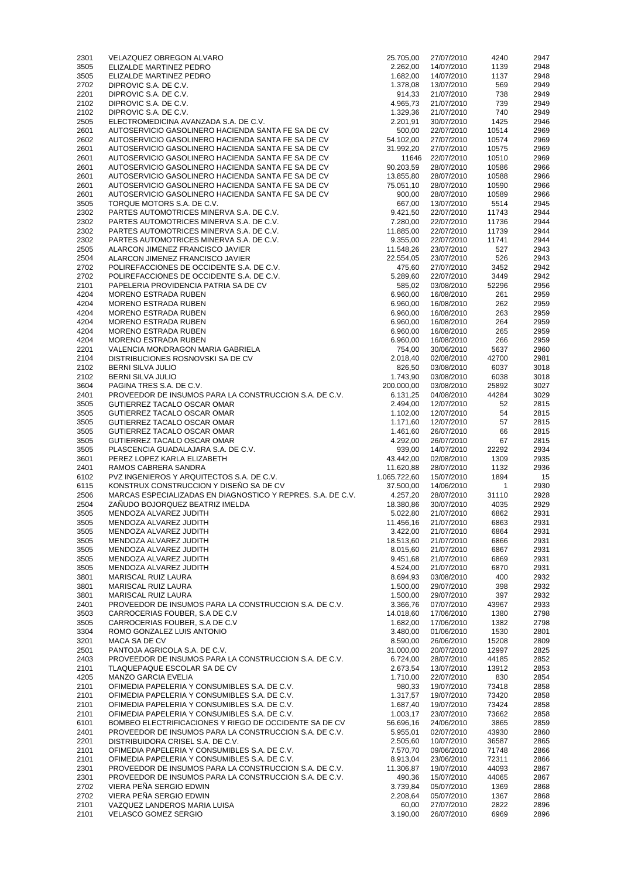| | | | | | |
|---|---|---|---|---|---|
| 2301 | VELAZQUEZ OBREGON ALVARO | 25.705,00 | 27/07/2010 | 4240 | 2947 |
| 3505 | ELIZALDE MARTINEZ PEDRO | 2.262,00 | 14/07/2010 | 1139 | 2948 |
| 3505 | ELIZALDE MARTINEZ PEDRO | 1.682,00 | 14/07/2010 | 1137 | 2948 |
| 2702 | DIPROVIC S.A. DE C.V. | 1.378,08 | 13/07/2010 | 569 | 2949 |
| 2201 | DIPROVIC S.A. DE C.V. | 914,33 | 21/07/2010 | 738 | 2949 |
| 2102 | DIPROVIC S.A. DE C.V. | 4.965,73 | 21/07/2010 | 739 | 2949 |
| 2102 | DIPROVIC S.A. DE C.V. | 1.329,36 | 21/07/2010 | 740 | 2949 |
| 2505 | ELECTROMEDICINA AVANZADA S.A. DE C.V. | 2.201,91 | 30/07/2010 | 1425 | 2946 |
| 2601 | AUTOSERVICIO GASOLINERO HACIENDA SANTA FE SA DE CV | 500,00 | 22/07/2010 | 10514 | 2969 |
| 2602 | AUTOSERVICIO GASOLINERO HACIENDA SANTA FE SA DE CV | 54.102,00 | 27/07/2010 | 10574 | 2969 |
| 2601 | AUTOSERVICIO GASOLINERO HACIENDA SANTA FE SA DE CV | 31.992,20 | 27/07/2010 | 10575 | 2969 |
| 2601 | AUTOSERVICIO GASOLINERO HACIENDA SANTA FE SA DE CV | 11646 | 22/07/2010 | 10510 | 2969 |
| 2601 | AUTOSERVICIO GASOLINERO HACIENDA SANTA FE SA DE CV | 90.203,59 | 28/07/2010 | 10586 | 2966 |
| 2601 | AUTOSERVICIO GASOLINERO HACIENDA SANTA FE SA DE CV | 13.855,80 | 28/07/2010 | 10588 | 2966 |
| 2601 | AUTOSERVICIO GASOLINERO HACIENDA SANTA FE SA DE CV | 75.051,10 | 28/07/2010 | 10590 | 2966 |
| 2601 | AUTOSERVICIO GASOLINERO HACIENDA SANTA FE SA DE CV | 900,00 | 28/07/2010 | 10589 | 2966 |
| 3505 | TORQUE MOTORS S.A. DE C.V. | 667,00 | 13/07/2010 | 5514 | 2945 |
| 2302 | PARTES AUTOMOTRICES MINERVA S.A. DE C.V. | 9.421,50 | 22/07/2010 | 11743 | 2944 |
| 2302 | PARTES AUTOMOTRICES MINERVA S.A. DE C.V. | 7.280,00 | 22/07/2010 | 11736 | 2944 |
| 2302 | PARTES AUTOMOTRICES MINERVA S.A. DE C.V. | 11.885,00 | 22/07/2010 | 11739 | 2944 |
| 2302 | PARTES AUTOMOTRICES MINERVA S.A. DE C.V. | 9.355,00 | 22/07/2010 | 11741 | 2944 |
| 2505 | ALARCON JIMENEZ FRANCISCO JAVIER | 11.548,26 | 23/07/2010 | 527 | 2943 |
| 2504 | ALARCON JIMENEZ FRANCISCO JAVIER | 22.554,05 | 23/07/2010 | 526 | 2943 |
| 2702 | POLIREFACCIONES DE OCCIDENTE S.A. DE C.V. | 475,60 | 27/07/2010 | 3452 | 2942 |
| 2702 | POLIREFACCIONES DE OCCIDENTE S.A. DE C.V. | 5.289,60 | 22/07/2010 | 3449 | 2942 |
| 2101 | PAPELERIA PROVIDENCIA PATRIA SA DE CV | 585,02 | 03/08/2010 | 52296 | 2956 |
| 4204 | MORENO ESTRADA RUBEN | 6.960,00 | 16/08/2010 | 261 | 2959 |
| 4204 | MORENO ESTRADA RUBEN | 6.960,00 | 16/08/2010 | 262 | 2959 |
| 4204 | MORENO ESTRADA RUBEN | 6.960,00 | 16/08/2010 | 263 | 2959 |
| 4204 | MORENO ESTRADA RUBEN | 6.960,00 | 16/08/2010 | 264 | 2959 |
| 4204 | MORENO ESTRADA RUBEN | 6.960,00 | 16/08/2010 | 265 | 2959 |
| 4204 | MORENO ESTRADA RUBEN | 6.960,00 | 16/08/2010 | 266 | 2959 |
| 2201 | VALENCIA MONDRAGON MARIA GABRIELA | 754,00 | 30/06/2010 | 5637 | 2960 |
| 2104 | DISTRIBUCIONES ROSNOVSKI SA DE CV | 2.018,40 | 02/08/2010 | 42700 | 2981 |
| 2102 | BERNI SILVA JULIO | 826,50 | 03/08/2010 | 6037 | 3018 |
| 2102 | BERNI SILVA JULIO | 1.743,90 | 03/08/2010 | 6038 | 3018 |
| 3604 | PAGINA TRES S.A. DE C.V. | 200.000,00 | 03/08/2010 | 25892 | 3027 |
| 2401 | PROVEEDOR DE INSUMOS PARA LA CONSTRUCCION S.A. DE C.V. | 6.131,25 | 04/08/2010 | 44284 | 3029 |
| 3505 | GUTIERREZ TACALO OSCAR OMAR | 2.494,00 | 12/07/2010 | 52 | 2815 |
| 3505 | GUTIERREZ TACALO OSCAR OMAR | 1.102,00 | 12/07/2010 | 54 | 2815 |
| 3505 | GUTIERREZ TACALO OSCAR OMAR | 1.171,60 | 12/07/2010 | 57 | 2815 |
| 3505 | GUTIERREZ TACALO OSCAR OMAR | 1.461,60 | 26/07/2010 | 66 | 2815 |
| 3505 | GUTIERREZ TACALO OSCAR OMAR | 4.292,00 | 26/07/2010 | 67 | 2815 |
| 3505 | PLASCENCIA GUADALAJARA S.A. DE C.V. | 939,00 | 14/07/2010 | 22292 | 2934 |
| 3601 | PEREZ LOPEZ KARLA ELIZABETH | 43.442,00 | 02/08/2010 | 1309 | 2935 |
| 2401 | RAMOS CABRERA SANDRA | 11.620,88 | 28/07/2010 | 1132 | 2936 |
| 6102 | PVZ INGENIEROS Y ARQUITECTOS S.A. DE C.V. | 1.065.722,60 | 15/07/2010 | 1894 | 15 |
| 6115 | KONSTRUX CONSTRUCCION Y DISEÑO SA DE CV | 37.500,00 | 14/06/2010 | 1 | 2930 |
| 2506 | MARCAS ESPECIALIZADAS EN DIAGNOSTICO Y REPRES. S.A. DE C.V. | 4.257,20 | 28/07/2010 | 31110 | 2928 |
| 2504 | ZAÑUDO BOJORQUEZ BEATRIZ IMELDA | 18.380,86 | 30/07/2010 | 4035 | 2929 |
| 3505 | MENDOZA ALVAREZ JUDITH | 5.022,80 | 21/07/2010 | 6862 | 2931 |
| 3505 | MENDOZA ALVAREZ JUDITH | 11.456,16 | 21/07/2010 | 6863 | 2931 |
| 3505 | MENDOZA ALVAREZ JUDITH | 3.422,00 | 21/07/2010 | 6864 | 2931 |
| 3505 | MENDOZA ALVAREZ JUDITH | 18.513,60 | 21/07/2010 | 6866 | 2931 |
| 3505 | MENDOZA ALVAREZ JUDITH | 8.015,60 | 21/07/2010 | 6867 | 2931 |
| 3505 | MENDOZA ALVAREZ JUDITH | 9.451,68 | 21/07/2010 | 6869 | 2931 |
| 3505 | MENDOZA ALVAREZ JUDITH | 4.524,00 | 21/07/2010 | 6870 | 2931 |
| 3801 | MARISCAL RUIZ LAURA | 8.694,93 | 03/08/2010 | 400 | 2932 |
| 3801 | MARISCAL RUIZ LAURA | 1.500,00 | 29/07/2010 | 398 | 2932 |
| 3801 | MARISCAL RUIZ LAURA | 1.500,00 | 29/07/2010 | 397 | 2932 |
| 2401 | PROVEEDOR DE INSUMOS PARA LA CONSTRUCCION S.A. DE C.V. | 3.366,76 | 07/07/2010 | 43967 | 2933 |
| 3503 | CARROCERIAS FOUBER, S.A DE C.V | 14.018,60 | 17/06/2010 | 1380 | 2798 |
| 3505 | CARROCERIAS FOUBER, S.A DE C.V | 1.682,00 | 17/06/2010 | 1382 | 2798 |
| 3304 | ROMO GONZALEZ LUIS ANTONIO | 3.480,00 | 01/06/2010 | 1530 | 2801 |
| 3201 | MACA SA DE CV | 8.590,00 | 26/06/2010 | 15208 | 2809 |
| 2501 | PANTOJA AGRICOLA S.A. DE C.V. | 31.000,00 | 20/07/2010 | 12997 | 2825 |
| 2403 | PROVEEDOR DE INSUMOS PARA LA CONSTRUCCION S.A. DE C.V. | 6.724,00 | 28/07/2010 | 44185 | 2852 |
| 2101 | TLAQUEPAQUE ESCOLAR SA DE CV | 2.673,54 | 13/07/2010 | 13912 | 2853 |
| 4205 | MANZO GARCIA EVELIA | 1.710,00 | 22/07/2010 | 830 | 2854 |
| 2101 | OFIMEDIA PAPELERIA Y CONSUMIBLES S.A. DE C.V. | 980,33 | 19/07/2010 | 73418 | 2858 |
| 2101 | OFIMEDIA PAPELERIA Y CONSUMIBLES S.A. DE C.V. | 1.317,57 | 19/07/2010 | 73420 | 2858 |
| 2101 | OFIMEDIA PAPELERIA Y CONSUMIBLES S.A. DE C.V. | 1.687,40 | 19/07/2010 | 73424 | 2858 |
| 2101 | OFIMEDIA PAPELERIA Y CONSUMIBLES S.A. DE C.V. | 1.003,17 | 23/07/2010 | 73662 | 2858 |
| 6101 | BOMBEO ELECTRIFICACIONES Y RIEGO DE OCCIDENTE SA DE CV | 56.696,16 | 24/06/2010 | 3865 | 2859 |
| 2401 | PROVEEDOR DE INSUMOS PARA LA CONSTRUCCION S.A. DE C.V. | 5.955,01 | 02/07/2010 | 43930 | 2860 |
| 2201 | DISTRIBUIDORA CRISEL S.A. DE C.V. | 2.505,60 | 10/07/2010 | 36587 | 2865 |
| 2101 | OFIMEDIA PAPELERIA Y CONSUMIBLES S.A. DE C.V. | 7.570,70 | 09/06/2010 | 71748 | 2866 |
| 2101 | OFIMEDIA PAPELERIA Y CONSUMIBLES S.A. DE C.V. | 8.913,04 | 23/06/2010 | 72311 | 2866 |
| 2301 | PROVEEDOR DE INSUMOS PARA LA CONSTRUCCION S.A. DE C.V. | 11.306,87 | 19/07/2010 | 44093 | 2867 |
| 2301 | PROVEEDOR DE INSUMOS PARA LA CONSTRUCCION S.A. DE C.V. | 490,36 | 15/07/2010 | 44065 | 2867 |
| 2702 | VIERA PEÑA SERGIO EDWIN | 3.739,84 | 05/07/2010 | 1369 | 2868 |
| 2702 | VIERA PEÑA SERGIO EDWIN | 2.208,64 | 05/07/2010 | 1367 | 2868 |
| 2101 | VAZQUEZ LANDEROS MARIA LUISA | 60,00 | 27/07/2010 | 2822 | 2896 |
| 2101 | VELASCO GOMEZ SERGIO | 3.190,00 | 26/07/2010 | 6969 | 2896 |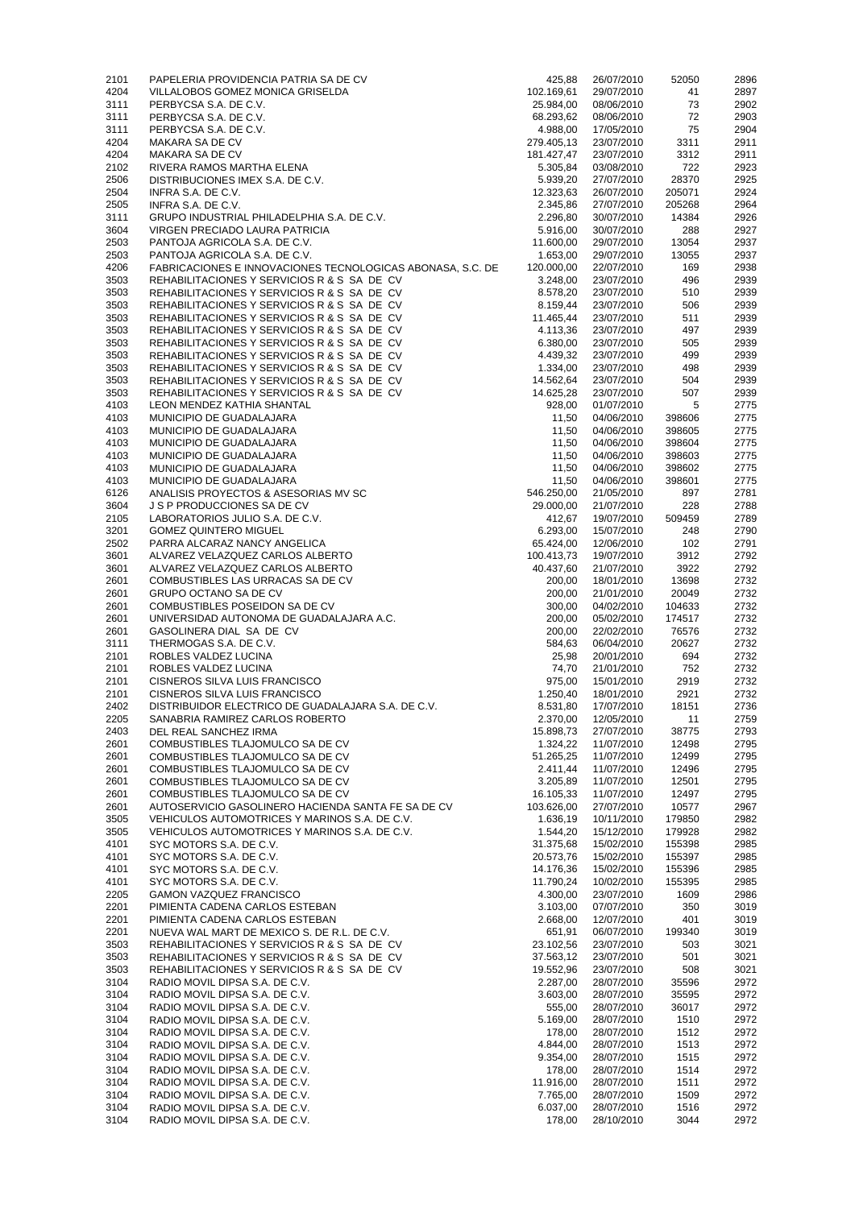| | | | | | |
|---|---|---|---|---|---|
| 2101 | PAPELERIA PROVIDENCIA PATRIA SA DE CV | 425,88 | 26/07/2010 | 52050 | 2896 |
| 4204 | VILLALOBOS GOMEZ MONICA GRISELDA | 102.169,61 | 29/07/2010 | 41 | 2897 |
| 3111 | PERBYCSA S.A. DE C.V. | 25.984,00 | 08/06/2010 | 73 | 2902 |
| 3111 | PERBYCSA S.A. DE C.V. | 68.293,62 | 08/06/2010 | 72 | 2903 |
| 3111 | PERBYCSA S.A. DE C.V. | 4.988,00 | 17/05/2010 | 75 | 2904 |
| 4204 | MAKARA SA DE CV | 279.405,13 | 23/07/2010 | 3311 | 2911 |
| 4204 | MAKARA SA DE CV | 181.427,47 | 23/07/2010 | 3312 | 2911 |
| 2102 | RIVERA RAMOS MARTHA ELENA | 5.305,84 | 03/08/2010 | 722 | 2923 |
| 2506 | DISTRIBUCIONES IMEX S.A. DE C.V. | 5.939,20 | 27/07/2010 | 28370 | 2925 |
| 2504 | INFRA S.A. DE C.V. | 12.323,63 | 26/07/2010 | 205071 | 2924 |
| 2505 | INFRA S.A. DE C.V. | 2.345,86 | 27/07/2010 | 205268 | 2964 |
| 3111 | GRUPO INDUSTRIAL PHILADELPHIA S.A. DE C.V. | 2.296,80 | 30/07/2010 | 14384 | 2926 |
| 3604 | VIRGEN PRECIADO LAURA PATRICIA | 5.916,00 | 30/07/2010 | 288 | 2927 |
| 2503 | PANTOJA AGRICOLA S.A. DE C.V. | 11.600,00 | 29/07/2010 | 13054 | 2937 |
| 2503 | PANTOJA AGRICOLA S.A. DE C.V. | 1.653,00 | 29/07/2010 | 13055 | 2937 |
| 4206 | FABRICACIONES E INNOVACIONES TECNOLOGICAS ABONASA, S.C. DE | 120.000,00 | 22/07/2010 | 169 | 2938 |
| 3503 | REHABILITACIONES Y SERVICIOS R & S SA DE CV | 3.248,00 | 23/07/2010 | 496 | 2939 |
| 3503 | REHABILITACIONES Y SERVICIOS R & S SA DE CV | 8.578,20 | 23/07/2010 | 510 | 2939 |
| 3503 | REHABILITACIONES Y SERVICIOS R & S SA DE CV | 8.159,44 | 23/07/2010 | 506 | 2939 |
| 3503 | REHABILITACIONES Y SERVICIOS R & S SA DE CV | 11.465,44 | 23/07/2010 | 511 | 2939 |
| 3503 | REHABILITACIONES Y SERVICIOS R & S SA DE CV | 4.113,36 | 23/07/2010 | 497 | 2939 |
| 3503 | REHABILITACIONES Y SERVICIOS R & S SA DE CV | 6.380,00 | 23/07/2010 | 505 | 2939 |
| 3503 | REHABILITACIONES Y SERVICIOS R & S SA DE CV | 4.439,32 | 23/07/2010 | 499 | 2939 |
| 3503 | REHABILITACIONES Y SERVICIOS R & S SA DE CV | 1.334,00 | 23/07/2010 | 498 | 2939 |
| 3503 | REHABILITACIONES Y SERVICIOS R & S SA DE CV | 14.562,64 | 23/07/2010 | 504 | 2939 |
| 3503 | REHABILITACIONES Y SERVICIOS R & S SA DE CV | 14.625,28 | 23/07/2010 | 507 | 2939 |
| 4103 | LEON MENDEZ KATHIA SHANTAL | 928,00 | 01/07/2010 | 5 | 2775 |
| 4103 | MUNICIPIO DE GUADALAJARA | 11,50 | 04/06/2010 | 398606 | 2775 |
| 4103 | MUNICIPIO DE GUADALAJARA | 11,50 | 04/06/2010 | 398605 | 2775 |
| 4103 | MUNICIPIO DE GUADALAJARA | 11,50 | 04/06/2010 | 398604 | 2775 |
| 4103 | MUNICIPIO DE GUADALAJARA | 11,50 | 04/06/2010 | 398603 | 2775 |
| 4103 | MUNICIPIO DE GUADALAJARA | 11,50 | 04/06/2010 | 398602 | 2775 |
| 4103 | MUNICIPIO DE GUADALAJARA | 11,50 | 04/06/2010 | 398601 | 2775 |
| 6126 | ANALISIS PROYECTOS & ASESORIAS MV SC | 546.250,00 | 21/05/2010 | 897 | 2781 |
| 3604 | J S P PRODUCCIONES SA DE CV | 29.000,00 | 21/07/2010 | 228 | 2788 |
| 2105 | LABORATORIOS JULIO S.A. DE C.V. | 412,67 | 19/07/2010 | 509459 | 2789 |
| 3201 | GOMEZ QUINTERO MIGUEL | 6.293,00 | 15/07/2010 | 248 | 2790 |
| 2502 | PARRA ALCARAZ NANCY ANGELICA | 65.424,00 | 12/06/2010 | 102 | 2791 |
| 3601 | ALVAREZ VELAZQUEZ CARLOS ALBERTO | 100.413,73 | 19/07/2010 | 3912 | 2792 |
| 3601 | ALVAREZ VELAZQUEZ CARLOS ALBERTO | 40.437,60 | 21/07/2010 | 3922 | 2792 |
| 2601 | COMBUSTIBLES LAS URRACAS SA DE CV | 200,00 | 18/01/2010 | 13698 | 2732 |
| 2601 | GRUPO OCTANO SA DE CV | 200,00 | 21/01/2010 | 20049 | 2732 |
| 2601 | COMBUSTIBLES POSEIDON SA DE CV | 300,00 | 04/02/2010 | 104633 | 2732 |
| 2601 | UNIVERSIDAD AUTONOMA DE GUADALAJARA A.C. | 200,00 | 05/02/2010 | 174517 | 2732 |
| 2601 | GASOLINERA DIAL SA DE CV | 200,00 | 22/02/2010 | 76576 | 2732 |
| 3111 | THERMOGAS S.A. DE C.V. | 584,63 | 06/04/2010 | 20627 | 2732 |
| 2101 | ROBLES VALDEZ LUCINA | 25,98 | 20/01/2010 | 694 | 2732 |
| 2101 | ROBLES VALDEZ LUCINA | 74,70 | 21/01/2010 | 752 | 2732 |
| 2101 | CISNEROS SILVA LUIS FRANCISCO | 975,00 | 15/01/2010 | 2919 | 2732 |
| 2101 | CISNEROS SILVA LUIS FRANCISCO | 1.250,40 | 18/01/2010 | 2921 | 2732 |
| 2402 | DISTRIBUIDOR ELECTRICO DE GUADALAJARA S.A. DE C.V. | 8.531,80 | 17/07/2010 | 18151 | 2736 |
| 2205 | SANABRIA RAMIREZ CARLOS ROBERTO | 2.370,00 | 12/05/2010 | 11 | 2759 |
| 2403 | DEL REAL SANCHEZ IRMA | 15.898,73 | 27/07/2010 | 38775 | 2793 |
| 2601 | COMBUSTIBLES TLAJOMULCO SA DE CV | 1.324,22 | 11/07/2010 | 12498 | 2795 |
| 2601 | COMBUSTIBLES TLAJOMULCO SA DE CV | 51.265,25 | 11/07/2010 | 12499 | 2795 |
| 2601 | COMBUSTIBLES TLAJOMULCO SA DE CV | 2.411,44 | 11/07/2010 | 12496 | 2795 |
| 2601 | COMBUSTIBLES TLAJOMULCO SA DE CV | 3.205,89 | 11/07/2010 | 12501 | 2795 |
| 2601 | COMBUSTIBLES TLAJOMULCO SA DE CV | 16.105,33 | 11/07/2010 | 12497 | 2795 |
| 2601 | AUTOSERVICIO GASOLINERO HACIENDA SANTA FE SA DE CV | 103.626,00 | 27/07/2010 | 10577 | 2967 |
| 3505 | VEHICULOS AUTOMOTRICES Y MARINOS S.A. DE C.V. | 1.636,19 | 10/11/2010 | 179850 | 2982 |
| 3505 | VEHICULOS AUTOMOTRICES Y MARINOS S.A. DE C.V. | 1.544,20 | 15/12/2010 | 179928 | 2982 |
| 4101 | SYC MOTORS S.A. DE C.V. | 31.375,68 | 15/02/2010 | 155398 | 2985 |
| 4101 | SYC MOTORS S.A. DE C.V. | 20.573,76 | 15/02/2010 | 155397 | 2985 |
| 4101 | SYC MOTORS S.A. DE C.V. | 14.176,36 | 15/02/2010 | 155396 | 2985 |
| 4101 | SYC MOTORS S.A. DE C.V. | 11.790,24 | 10/02/2010 | 155395 | 2985 |
| 2205 | GAMON VAZQUEZ FRANCISCO | 4.300,00 | 23/07/2010 | 1609 | 2986 |
| 2201 | PIMIENTA CADENA CARLOS ESTEBAN | 3.103,00 | 07/07/2010 | 350 | 3019 |
| 2201 | PIMIENTA CADENA CARLOS ESTEBAN | 2.668,00 | 12/07/2010 | 401 | 3019 |
| 2201 | NUEVA WAL MART DE MEXICO S. DE R.L. DE C.V. | 651,91 | 06/07/2010 | 199340 | 3019 |
| 3503 | REHABILITACIONES Y SERVICIOS R & S SA DE CV | 23.102,56 | 23/07/2010 | 503 | 3021 |
| 3503 | REHABILITACIONES Y SERVICIOS R & S SA DE CV | 37.563,12 | 23/07/2010 | 501 | 3021 |
| 3503 | REHABILITACIONES Y SERVICIOS R & S SA DE CV | 19.552,96 | 23/07/2010 | 508 | 3021 |
| 3104 | RADIO MOVIL DIPSA S.A. DE C.V. | 2.287,00 | 28/07/2010 | 35596 | 2972 |
| 3104 | RADIO MOVIL DIPSA S.A. DE C.V. | 3.603,00 | 28/07/2010 | 35595 | 2972 |
| 3104 | RADIO MOVIL DIPSA S.A. DE C.V. | 555,00 | 28/07/2010 | 36017 | 2972 |
| 3104 | RADIO MOVIL DIPSA S.A. DE C.V. | 5.169,00 | 28/07/2010 | 1510 | 2972 |
| 3104 | RADIO MOVIL DIPSA S.A. DE C.V. | 178,00 | 28/07/2010 | 1512 | 2972 |
| 3104 | RADIO MOVIL DIPSA S.A. DE C.V. | 4.844,00 | 28/07/2010 | 1513 | 2972 |
| 3104 | RADIO MOVIL DIPSA S.A. DE C.V. | 9.354,00 | 28/07/2010 | 1515 | 2972 |
| 3104 | RADIO MOVIL DIPSA S.A. DE C.V. | 178,00 | 28/07/2010 | 1514 | 2972 |
| 3104 | RADIO MOVIL DIPSA S.A. DE C.V. | 11.916,00 | 28/07/2010 | 1511 | 2972 |
| 3104 | RADIO MOVIL DIPSA S.A. DE C.V. | 7.765,00 | 28/07/2010 | 1509 | 2972 |
| 3104 | RADIO MOVIL DIPSA S.A. DE C.V. | 6.037,00 | 28/07/2010 | 1516 | 2972 |
| 3104 | RADIO MOVIL DIPSA S.A. DE C.V. | 178,00 | 28/10/2010 | 3044 | 2972 |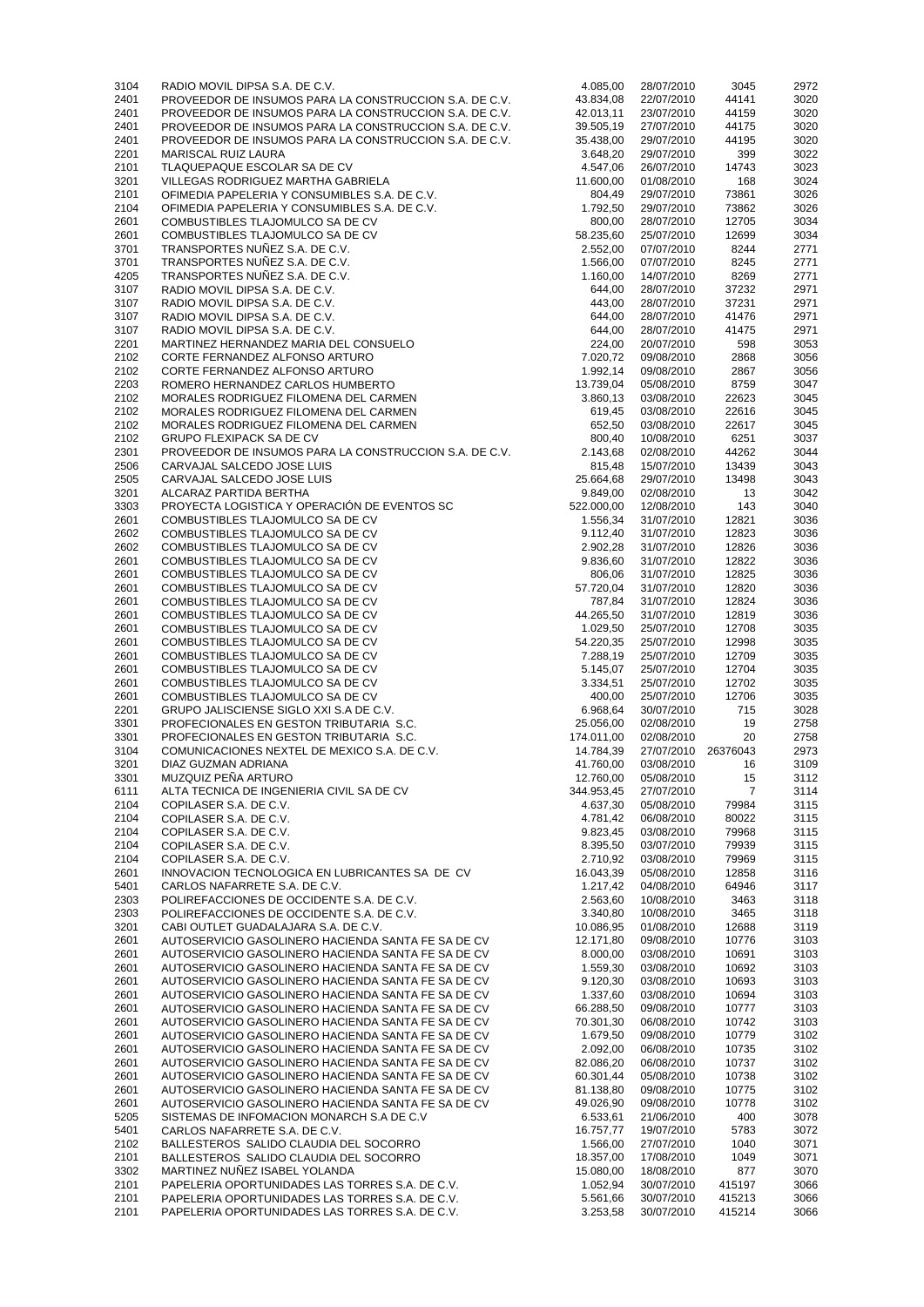| | | | | | |
|---|---|---|---|---|---|
| 3104 | RADIO MOVIL DIPSA S.A. DE C.V. | 4.085,00 | 28/07/2010 | 3045 | 2972 |
| 2401 | PROVEEDOR DE INSUMOS PARA LA CONSTRUCCION S.A. DE C.V. | 43.834,08 | 22/07/2010 | 44141 | 3020 |
| 2401 | PROVEEDOR DE INSUMOS PARA LA CONSTRUCCION S.A. DE C.V. | 42.013,11 | 23/07/2010 | 44159 | 3020 |
| 2401 | PROVEEDOR DE INSUMOS PARA LA CONSTRUCCION S.A. DE C.V. | 39.505,19 | 27/07/2010 | 44175 | 3020 |
| 2401 | PROVEEDOR DE INSUMOS PARA LA CONSTRUCCION S.A. DE C.V. | 35.438,00 | 29/07/2010 | 44195 | 3020 |
| 2201 | MARISCAL RUIZ LAURA | 3.648,20 | 29/07/2010 | 399 | 3022 |
| 2101 | TLAQUEPAQUE ESCOLAR SA DE CV | 4.547,06 | 26/07/2010 | 14743 | 3023 |
| 3201 | VILLEGAS RODRIGUEZ MARTHA GABRIELA | 11.600,00 | 01/08/2010 | 168 | 3024 |
| 2101 | OFIMEDIA PAPELERIA Y CONSUMIBLES S.A. DE C.V. | 804,49 | 29/07/2010 | 73861 | 3026 |
| 2104 | OFIMEDIA PAPELERIA Y CONSUMIBLES S.A. DE C.V. | 1.792,50 | 29/07/2010 | 73862 | 3026 |
| 2601 | COMBUSTIBLES TLAJOMULCO SA DE CV | 800,00 | 28/07/2010 | 12705 | 3034 |
| 2601 | COMBUSTIBLES TLAJOMULCO SA DE CV | 58.235,60 | 25/07/2010 | 12699 | 3034 |
| 3701 | TRANSPORTES NUÑEZ S.A. DE C.V. | 2.552,00 | 07/07/2010 | 8244 | 2771 |
| 3701 | TRANSPORTES NUÑEZ S.A. DE C.V. | 1.566,00 | 07/07/2010 | 8245 | 2771 |
| 4205 | TRANSPORTES NUÑEZ S.A. DE C.V. | 1.160,00 | 14/07/2010 | 8269 | 2771 |
| 3107 | RADIO MOVIL DIPSA S.A. DE C.V. | 644,00 | 28/07/2010 | 37232 | 2971 |
| 3107 | RADIO MOVIL DIPSA S.A. DE C.V. | 443,00 | 28/07/2010 | 37231 | 2971 |
| 3107 | RADIO MOVIL DIPSA S.A. DE C.V. | 644,00 | 28/07/2010 | 41476 | 2971 |
| 3107 | RADIO MOVIL DIPSA S.A. DE C.V. | 644,00 | 28/07/2010 | 41475 | 2971 |
| 2201 | MARTINEZ HERNANDEZ MARIA DEL CONSUELO | 224,00 | 20/07/2010 | 598 | 3053 |
| 2102 | CORTE FERNANDEZ ALFONSO ARTURO | 7.020,72 | 09/08/2010 | 2868 | 3056 |
| 2102 | CORTE FERNANDEZ ALFONSO ARTURO | 1.992,14 | 09/08/2010 | 2867 | 3056 |
| 2203 | ROMERO HERNANDEZ CARLOS HUMBERTO | 13.739,04 | 05/08/2010 | 8759 | 3047 |
| 2102 | MORALES RODRIGUEZ FILOMENA DEL CARMEN | 3.860,13 | 03/08/2010 | 22623 | 3045 |
| 2102 | MORALES RODRIGUEZ FILOMENA DEL CARMEN | 619,45 | 03/08/2010 | 22616 | 3045 |
| 2102 | MORALES RODRIGUEZ FILOMENA DEL CARMEN | 652,50 | 03/08/2010 | 22617 | 3045 |
| 2102 | GRUPO FLEXIPACK SA DE CV | 800,40 | 10/08/2010 | 6251 | 3037 |
| 2301 | PROVEEDOR DE INSUMOS PARA LA CONSTRUCCION S.A. DE C.V. | 2.143,68 | 02/08/2010 | 44262 | 3044 |
| 2506 | CARVAJAL SALCEDO JOSE LUIS | 815,48 | 15/07/2010 | 13439 | 3043 |
| 2505 | CARVAJAL SALCEDO JOSE LUIS | 25.664,68 | 29/07/2010 | 13498 | 3043 |
| 3201 | ALCARAZ PARTIDA BERTHA | 9.849,00 | 02/08/2010 | 13 | 3042 |
| 3303 | PROYECTA LOGISTICA Y OPERACIÓN DE EVENTOS SC | 522.000,00 | 12/08/2010 | 143 | 3040 |
| 2601 | COMBUSTIBLES TLAJOMULCO SA DE CV | 1.556,34 | 31/07/2010 | 12821 | 3036 |
| 2602 | COMBUSTIBLES TLAJOMULCO SA DE CV | 9.112,40 | 31/07/2010 | 12823 | 3036 |
| 2602 | COMBUSTIBLES TLAJOMULCO SA DE CV | 2.902,28 | 31/07/2010 | 12826 | 3036 |
| 2601 | COMBUSTIBLES TLAJOMULCO SA DE CV | 9.836,60 | 31/07/2010 | 12822 | 3036 |
| 2601 | COMBUSTIBLES TLAJOMULCO SA DE CV | 806,06 | 31/07/2010 | 12825 | 3036 |
| 2601 | COMBUSTIBLES TLAJOMULCO SA DE CV | 57.720,04 | 31/07/2010 | 12820 | 3036 |
| 2601 | COMBUSTIBLES TLAJOMULCO SA DE CV | 787,84 | 31/07/2010 | 12824 | 3036 |
| 2601 | COMBUSTIBLES TLAJOMULCO SA DE CV | 44.265,50 | 31/07/2010 | 12819 | 3036 |
| 2601 | COMBUSTIBLES TLAJOMULCO SA DE CV | 1.029,50 | 25/07/2010 | 12708 | 3035 |
| 2601 | COMBUSTIBLES TLAJOMULCO SA DE CV | 54.220,35 | 25/07/2010 | 12998 | 3035 |
| 2601 | COMBUSTIBLES TLAJOMULCO SA DE CV | 7.288,19 | 25/07/2010 | 12709 | 3035 |
| 2601 | COMBUSTIBLES TLAJOMULCO SA DE CV | 5.145,07 | 25/07/2010 | 12704 | 3035 |
| 2601 | COMBUSTIBLES TLAJOMULCO SA DE CV | 3.334,51 | 25/07/2010 | 12702 | 3035 |
| 2601 | COMBUSTIBLES TLAJOMULCO SA DE CV | 400,00 | 25/07/2010 | 12706 | 3035 |
| 2201 | GRUPO JALISCIENSE SIGLO XXI S.A DE C.V. | 6.968,64 | 30/07/2010 | 715 | 3028 |
| 3301 | PROFECIONALES EN GESTON TRIBUTARIA S.C. | 25.056,00 | 02/08/2010 | 19 | 2758 |
| 3301 | PROFECIONALES EN GESTON TRIBUTARIA S.C. | 174.011,00 | 02/08/2010 | 20 | 2758 |
| 3104 | COMUNICACIONES NEXTEL DE MEXICO S.A. DE C.V. | 14.784,39 | 27/07/2010 | 26376043 | 2973 |
| 3201 | DIAZ GUZMAN ADRIANA | 41.760,00 | 03/08/2010 | 16 | 3109 |
| 3301 | MUZQUIZ PEÑA ARTURO | 12.760,00 | 05/08/2010 | 15 | 3112 |
| 6111 | ALTA TECNICA DE INGENIERIA CIVIL SA DE CV | 344.953,45 | 27/07/2010 | 7 | 3114 |
| 2104 | COPILASER S.A. DE C.V. | 4.637,30 | 05/08/2010 | 79984 | 3115 |
| 2104 | COPILASER S.A. DE C.V. | 4.781,42 | 06/08/2010 | 80022 | 3115 |
| 2104 | COPILASER S.A. DE C.V. | 9.823,45 | 03/08/2010 | 79968 | 3115 |
| 2104 | COPILASER S.A. DE C.V. | 8.395,50 | 03/07/2010 | 79939 | 3115 |
| 2104 | COPILASER S.A. DE C.V. | 2.710,92 | 03/08/2010 | 79969 | 3115 |
| 2601 | INNOVACION TECNOLOGICA EN LUBRICANTES SA DE CV | 16.043,39 | 05/08/2010 | 12858 | 3116 |
| 5401 | CARLOS NAFARRETE S.A. DE C.V. | 1.217,42 | 04/08/2010 | 64946 | 3117 |
| 2303 | POLIREFACCIONES DE OCCIDENTE S.A. DE C.V. | 2.563,60 | 10/08/2010 | 3463 | 3118 |
| 2303 | POLIREFACCIONES DE OCCIDENTE S.A. DE C.V. | 3.340,80 | 10/08/2010 | 3465 | 3118 |
| 3201 | CABI OUTLET GUADALAJARA S.A. DE C.V. | 10.086,95 | 01/08/2010 | 12688 | 3119 |
| 2601 | AUTOSERVICIO GASOLINERO HACIENDA SANTA FE SA DE CV | 12.171,80 | 09/08/2010 | 10776 | 3103 |
| 2601 | AUTOSERVICIO GASOLINERO HACIENDA SANTA FE SA DE CV | 8.000,00 | 03/08/2010 | 10691 | 3103 |
| 2601 | AUTOSERVICIO GASOLINERO HACIENDA SANTA FE SA DE CV | 1.559,30 | 03/08/2010 | 10692 | 3103 |
| 2601 | AUTOSERVICIO GASOLINERO HACIENDA SANTA FE SA DE CV | 9.120,30 | 03/08/2010 | 10693 | 3103 |
| 2601 | AUTOSERVICIO GASOLINERO HACIENDA SANTA FE SA DE CV | 1.337,60 | 03/08/2010 | 10694 | 3103 |
| 2601 | AUTOSERVICIO GASOLINERO HACIENDA SANTA FE SA DE CV | 66.288,50 | 09/08/2010 | 10777 | 3103 |
| 2601 | AUTOSERVICIO GASOLINERO HACIENDA SANTA FE SA DE CV | 70.301,30 | 06/08/2010 | 10742 | 3103 |
| 2601 | AUTOSERVICIO GASOLINERO HACIENDA SANTA FE SA DE CV | 1.679,50 | 09/08/2010 | 10779 | 3102 |
| 2601 | AUTOSERVICIO GASOLINERO HACIENDA SANTA FE SA DE CV | 2.092,00 | 06/08/2010 | 10735 | 3102 |
| 2601 | AUTOSERVICIO GASOLINERO HACIENDA SANTA FE SA DE CV | 82.086,20 | 06/08/2010 | 10737 | 3102 |
| 2601 | AUTOSERVICIO GASOLINERO HACIENDA SANTA FE SA DE CV | 60.301,44 | 05/08/2010 | 10738 | 3102 |
| 2601 | AUTOSERVICIO GASOLINERO HACIENDA SANTA FE SA DE CV | 81.138,80 | 09/08/2010 | 10775 | 3102 |
| 2601 | AUTOSERVICIO GASOLINERO HACIENDA SANTA FE SA DE CV | 49.026,90 | 09/08/2010 | 10778 | 3102 |
| 5205 | SISTEMAS DE INFOMACION MONARCH S.A DE C.V | 6.533,61 | 21/06/2010 | 400 | 3078 |
| 5401 | CARLOS NAFARRETE S.A. DE C.V. | 16.757,77 | 19/07/2010 | 5783 | 3072 |
| 2102 | BALLESTEROS SALIDO CLAUDIA DEL SOCORRO | 1.566,00 | 27/07/2010 | 1040 | 3071 |
| 2101 | BALLESTEROS SALIDO CLAUDIA DEL SOCORRO | 18.357,00 | 17/08/2010 | 1049 | 3071 |
| 3302 | MARTINEZ NUÑEZ ISABEL YOLANDA | 15.080,00 | 18/08/2010 | 877 | 3070 |
| 2101 | PAPELERIA OPORTUNIDADES LAS TORRES S.A. DE C.V. | 1.052,94 | 30/07/2010 | 415197 | 3066 |
| 2101 | PAPELERIA OPORTUNIDADES LAS TORRES S.A. DE C.V. | 5.561,66 | 30/07/2010 | 415213 | 3066 |
| 2101 | PAPELERIA OPORTUNIDADES LAS TORRES S.A. DE C.V. | 3.253,58 | 30/07/2010 | 415214 | 3066 |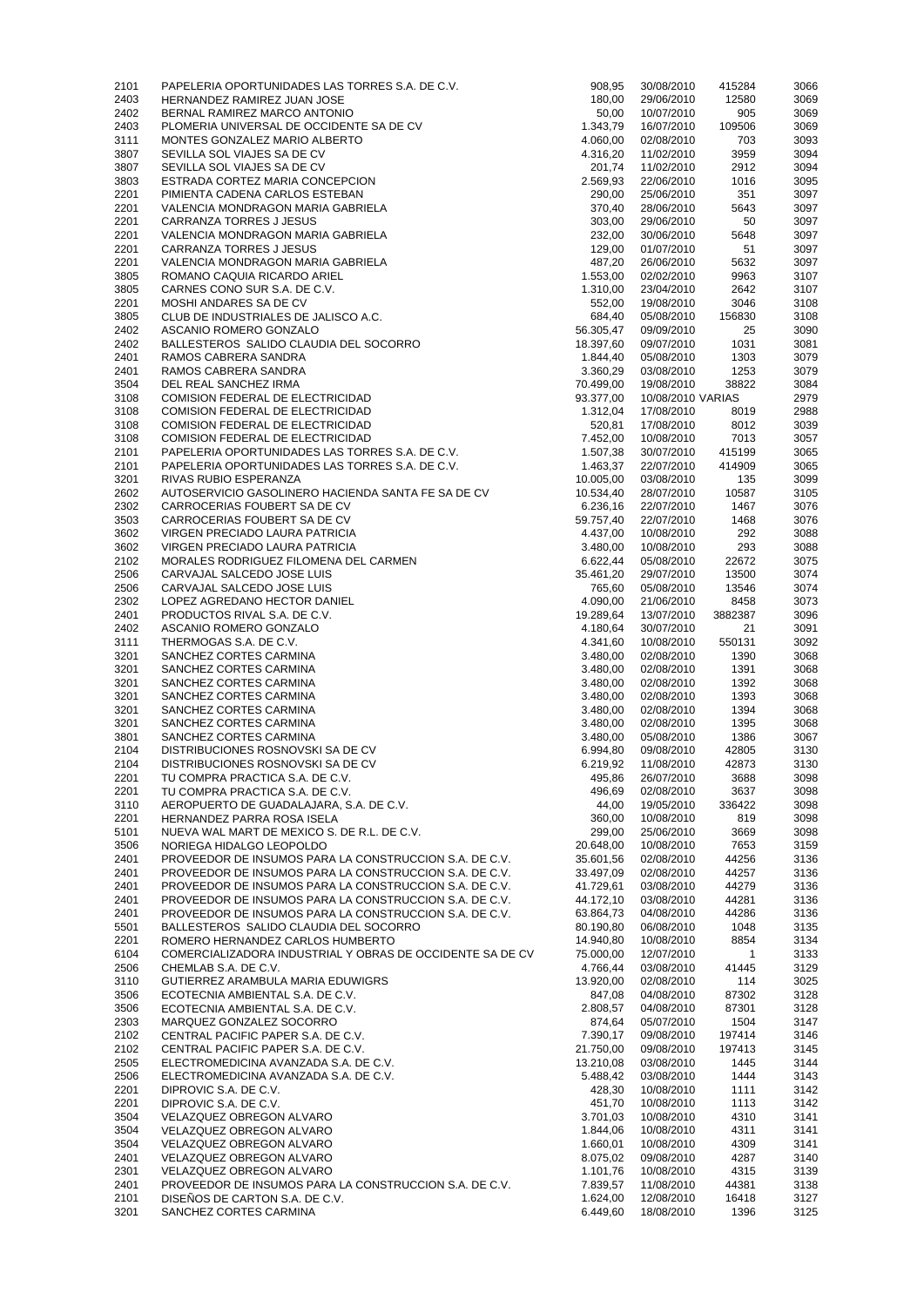| | | | | | |
|---|---|---|---|---|---|
| 2101 | PAPELERIA OPORTUNIDADES LAS TORRES S.A. DE C.V. | 908,95 | 30/08/2010 | 415284 | 3066 |
| 2403 | HERNANDEZ RAMIREZ JUAN JOSE | 180,00 | 29/06/2010 | 12580 | 3069 |
| 2402 | BERNAL RAMIREZ MARCO ANTONIO | 50,00 | 10/07/2010 | 905 | 3069 |
| 2403 | PLOMERIA UNIVERSAL DE OCCIDENTE SA DE CV | 1.343,79 | 16/07/2010 | 109506 | 3069 |
| 3111 | MONTES GONZALEZ MARIO ALBERTO | 4.060,00 | 02/08/2010 | 703 | 3093 |
| 3807 | SEVILLA SOL VIAJES SA DE CV | 4.316,20 | 11/02/2010 | 3959 | 3094 |
| 3807 | SEVILLA SOL VIAJES SA DE CV | 201,74 | 11/02/2010 | 2912 | 3094 |
| 3803 | ESTRADA CORTEZ MARIA CONCEPCION | 2.569,93 | 22/06/2010 | 1016 | 3095 |
| 2201 | PIMIENTA CADENA CARLOS ESTEBAN | 290,00 | 25/06/2010 | 351 | 3097 |
| 2201 | VALENCIA MONDRAGON MARIA GABRIELA | 370,40 | 28/06/2010 | 5643 | 3097 |
| 2201 | CARRANZA TORRES J JESUS | 303,00 | 29/06/2010 | 50 | 3097 |
| 2201 | VALENCIA MONDRAGON MARIA GABRIELA | 232,00 | 30/06/2010 | 5648 | 3097 |
| 2201 | CARRANZA TORRES J JESUS | 129,00 | 01/07/2010 | 51 | 3097 |
| 2201 | VALENCIA MONDRAGON MARIA GABRIELA | 487,20 | 26/06/2010 | 5632 | 3097 |
| 3805 | ROMANO CAQUIA RICARDO ARIEL | 1.553,00 | 02/02/2010 | 9963 | 3107 |
| 3805 | CARNES CONO SUR S.A. DE C.V. | 1.310,00 | 23/04/2010 | 2642 | 3107 |
| 2201 | MOSHI ANDARES SA DE CV | 552,00 | 19/08/2010 | 3046 | 3108 |
| 3805 | CLUB DE INDUSTRIALES DE JALISCO A.C. | 684,40 | 05/08/2010 | 156830 | 3108 |
| 2402 | ASCANIO ROMERO GONZALO | 56.305,47 | 09/09/2010 | 25 | 3090 |
| 2402 | BALLESTEROS SALIDO CLAUDIA DEL SOCORRO | 18.397,60 | 09/07/2010 | 1031 | 3081 |
| 2401 | RAMOS CABRERA SANDRA | 1.844,40 | 05/08/2010 | 1303 | 3079 |
| 2401 | RAMOS CABRERA SANDRA | 3.360,29 | 03/08/2010 | 1253 | 3079 |
| 3504 | DEL REAL SANCHEZ IRMA | 70.499,00 | 19/08/2010 | 38822 | 3084 |
| 3108 | COMISION FEDERAL DE ELECTRICIDAD | 93.377,00 | 10/08/2010 | VARIAS | 2979 |
| 3108 | COMISION FEDERAL DE ELECTRICIDAD | 1.312,04 | 17/08/2010 | 8019 | 2988 |
| 3108 | COMISION FEDERAL DE ELECTRICIDAD | 520,81 | 17/08/2010 | 8012 | 3039 |
| 3108 | COMISION FEDERAL DE ELECTRICIDAD | 7.452,00 | 10/08/2010 | 7013 | 3057 |
| 2101 | PAPELERIA OPORTUNIDADES LAS TORRES S.A. DE C.V. | 1.507,38 | 30/07/2010 | 415199 | 3065 |
| 2101 | PAPELERIA OPORTUNIDADES LAS TORRES S.A. DE C.V. | 1.463,37 | 22/07/2010 | 414909 | 3065 |
| 3201 | RIVAS RUBIO ESPERANZA | 10.005,00 | 03/08/2010 | 135 | 3099 |
| 2602 | AUTOSERVICIO GASOLINERO HACIENDA SANTA FE SA DE CV | 10.534,40 | 28/07/2010 | 10587 | 3105 |
| 2302 | CARROCERIAS FOUBERT SA DE CV | 6.236,16 | 22/07/2010 | 1467 | 3076 |
| 3503 | CARROCERIAS FOUBERT SA DE CV | 59.757,40 | 22/07/2010 | 1468 | 3076 |
| 3602 | VIRGEN PRECIADO LAURA PATRICIA | 4.437,00 | 10/08/2010 | 292 | 3088 |
| 3602 | VIRGEN PRECIADO LAURA PATRICIA | 3.480,00 | 10/08/2010 | 293 | 3088 |
| 2102 | MORALES RODRIGUEZ FILOMENA DEL CARMEN | 6.622,44 | 05/08/2010 | 22672 | 3075 |
| 2506 | CARVAJAL SALCEDO JOSE LUIS | 35.461,20 | 29/07/2010 | 13500 | 3074 |
| 2506 | CARVAJAL SALCEDO JOSE LUIS | 765,60 | 05/08/2010 | 13546 | 3074 |
| 2302 | LOPEZ AGREDANO HECTOR DANIEL | 4.090,00 | 21/06/2010 | 8458 | 3073 |
| 2401 | PRODUCTOS RIVAL S.A. DE C.V. | 19.289,64 | 13/07/2010 | 3882387 | 3096 |
| 2402 | ASCANIO ROMERO GONZALO | 4.180,64 | 30/07/2010 | 21 | 3091 |
| 3111 | THERMOGAS S.A. DE C.V. | 4.341,60 | 10/08/2010 | 550131 | 3092 |
| 3201 | SANCHEZ CORTES CARMINA | 3.480,00 | 02/08/2010 | 1390 | 3068 |
| 3201 | SANCHEZ CORTES CARMINA | 3.480,00 | 02/08/2010 | 1391 | 3068 |
| 3201 | SANCHEZ CORTES CARMINA | 3.480,00 | 02/08/2010 | 1392 | 3068 |
| 3201 | SANCHEZ CORTES CARMINA | 3.480,00 | 02/08/2010 | 1393 | 3068 |
| 3201 | SANCHEZ CORTES CARMINA | 3.480,00 | 02/08/2010 | 1394 | 3068 |
| 3201 | SANCHEZ CORTES CARMINA | 3.480,00 | 02/08/2010 | 1395 | 3068 |
| 3801 | SANCHEZ CORTES CARMINA | 3.480,00 | 05/08/2010 | 1386 | 3067 |
| 2104 | DISTRIBUCIONES ROSNOVSKI SA DE CV | 6.994,80 | 09/08/2010 | 42805 | 3130 |
| 2104 | DISTRIBUCIONES ROSNOVSKI SA DE CV | 6.219,92 | 11/08/2010 | 42873 | 3130 |
| 2201 | TU COMPRA PRACTICA S.A. DE C.V. | 495,86 | 26/07/2010 | 3688 | 3098 |
| 2201 | TU COMPRA PRACTICA S.A. DE C.V. | 496,69 | 02/08/2010 | 3637 | 3098 |
| 3110 | AEROPUERTO DE GUADALAJARA, S.A. DE C.V. | 44,00 | 19/05/2010 | 336422 | 3098 |
| 2201 | HERNANDEZ PARRA ROSA ISELA | 360,00 | 10/08/2010 | 819 | 3098 |
| 5101 | NUEVA WAL MART DE MEXICO S. DE R.L. DE C.V. | 299,00 | 25/06/2010 | 3669 | 3098 |
| 3506 | NORIEGA HIDALGO LEOPOLDO | 20.648,00 | 10/08/2010 | 7653 | 3159 |
| 2401 | PROVEEDOR DE INSUMOS PARA LA CONSTRUCCION S.A. DE C.V. | 35.601,56 | 02/08/2010 | 44256 | 3136 |
| 2401 | PROVEEDOR DE INSUMOS PARA LA CONSTRUCCION S.A. DE C.V. | 33.497,09 | 02/08/2010 | 44257 | 3136 |
| 2401 | PROVEEDOR DE INSUMOS PARA LA CONSTRUCCION S.A. DE C.V. | 41.729,61 | 03/08/2010 | 44279 | 3136 |
| 2401 | PROVEEDOR DE INSUMOS PARA LA CONSTRUCCION S.A. DE C.V. | 44.172,10 | 03/08/2010 | 44281 | 3136 |
| 2401 | PROVEEDOR DE INSUMOS PARA LA CONSTRUCCION S.A. DE C.V. | 63.864,73 | 04/08/2010 | 44286 | 3136 |
| 5501 | BALLESTEROS SALIDO CLAUDIA DEL SOCORRO | 80.190,80 | 06/08/2010 | 1048 | 3135 |
| 2201 | ROMERO HERNANDEZ CARLOS HUMBERTO | 14.940,80 | 10/08/2010 | 8854 | 3134 |
| 6104 | COMERCIALIZADORA INDUSTRIAL Y OBRAS DE OCCIDENTE SA DE CV | 75.000,00 | 12/07/2010 | 1 | 3133 |
| 2506 | CHEMLAB S.A. DE C.V. | 4.766,44 | 03/08/2010 | 41445 | 3129 |
| 3110 | GUTIERREZ ARAMBULA MARIA EDUWIGRS | 13.920,00 | 02/08/2010 | 114 | 3025 |
| 3506 | ECOTECNIA AMBIENTAL S.A. DE C.V. | 847,08 | 04/08/2010 | 87302 | 3128 |
| 3506 | ECOTECNIA AMBIENTAL S.A. DE C.V. | 2.808,57 | 04/08/2010 | 87301 | 3128 |
| 2303 | MARQUEZ GONZALEZ SOCORRO | 874,64 | 05/07/2010 | 1504 | 3147 |
| 2102 | CENTRAL PACIFIC PAPER S.A. DE C.V. | 7.390,17 | 09/08/2010 | 197414 | 3146 |
| 2102 | CENTRAL PACIFIC PAPER S.A. DE C.V. | 21.750,00 | 09/08/2010 | 197413 | 3145 |
| 2505 | ELECTROMEDICINA AVANZADA S.A. DE C.V. | 13.210,08 | 03/08/2010 | 1445 | 3144 |
| 2506 | ELECTROMEDICINA AVANZADA S.A. DE C.V. | 5.488,42 | 03/08/2010 | 1444 | 3143 |
| 2201 | DIPROVIC S.A. DE C.V. | 428,30 | 10/08/2010 | 1111 | 3142 |
| 2201 | DIPROVIC S.A. DE C.V. | 451,70 | 10/08/2010 | 1113 | 3142 |
| 3504 | VELAZQUEZ OBREGON ALVARO | 3.701,03 | 10/08/2010 | 4310 | 3141 |
| 3504 | VELAZQUEZ OBREGON ALVARO | 1.844,06 | 10/08/2010 | 4311 | 3141 |
| 3504 | VELAZQUEZ OBREGON ALVARO | 1.660,01 | 10/08/2010 | 4309 | 3141 |
| 2401 | VELAZQUEZ OBREGON ALVARO | 8.075,02 | 09/08/2010 | 4287 | 3140 |
| 2301 | VELAZQUEZ OBREGON ALVARO | 1.101,76 | 10/08/2010 | 4315 | 3139 |
| 2401 | PROVEEDOR DE INSUMOS PARA LA CONSTRUCCION S.A. DE C.V. | 7.839,57 | 11/08/2010 | 44381 | 3138 |
| 2101 | DISEÑOS DE CARTON S.A. DE C.V. | 1.624,00 | 12/08/2010 | 16418 | 3127 |
| 3201 | SANCHEZ CORTES CARMINA | 6.449,60 | 18/08/2010 | 1396 | 3125 |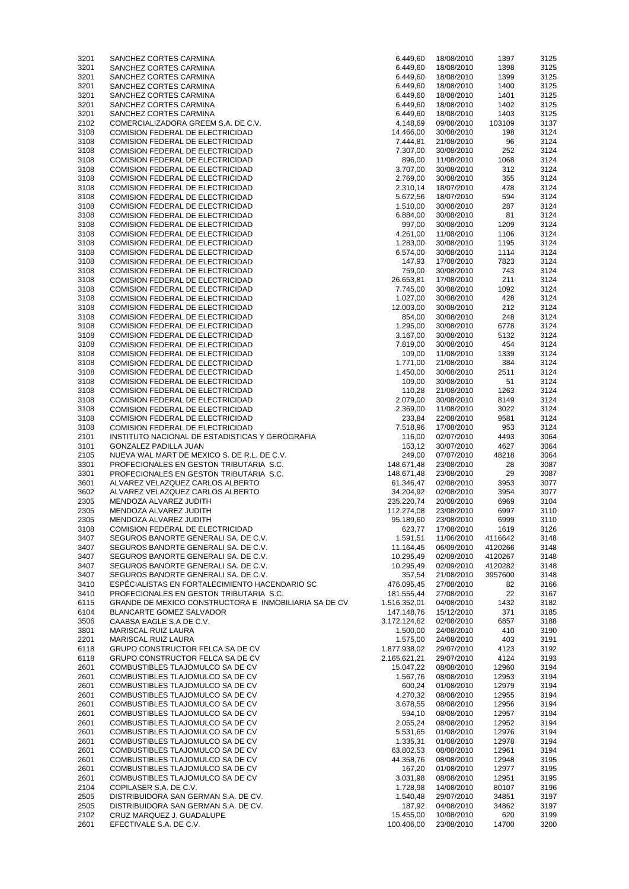| | | | | | |
|---|---|---|---|---|---|
| 3201 | SANCHEZ CORTES CARMINA | 6.449,60 | 18/08/2010 | 1397 | 3125 |
| 3201 | SANCHEZ CORTES CARMINA | 6.449,60 | 18/08/2010 | 1398 | 3125 |
| 3201 | SANCHEZ CORTES CARMINA | 6.449,60 | 18/08/2010 | 1399 | 3125 |
| 3201 | SANCHEZ CORTES CARMINA | 6.449,60 | 18/08/2010 | 1400 | 3125 |
| 3201 | SANCHEZ CORTES CARMINA | 6.449,60 | 18/08/2010 | 1401 | 3125 |
| 3201 | SANCHEZ CORTES CARMINA | 6.449,60 | 18/08/2010 | 1402 | 3125 |
| 3201 | SANCHEZ CORTES CARMINA | 6.449,60 | 18/08/2010 | 1403 | 3125 |
| 2102 | COMERCIALIZADORA GREEM S.A. DE C.V. | 4.148,69 | 09/08/2010 | 103109 | 3137 |
| 3108 | COMISION FEDERAL DE ELECTRICIDAD | 14.466,00 | 30/08/2010 | 198 | 3124 |
| 3108 | COMISION FEDERAL DE ELECTRICIDAD | 7.444,81 | 21/08/2010 | 96 | 3124 |
| 3108 | COMISION FEDERAL DE ELECTRICIDAD | 7.307,00 | 30/08/2010 | 252 | 3124 |
| 3108 | COMISION FEDERAL DE ELECTRICIDAD | 896,00 | 11/08/2010 | 1068 | 3124 |
| 3108 | COMISION FEDERAL DE ELECTRICIDAD | 3.707,00 | 30/08/2010 | 312 | 3124 |
| 3108 | COMISION FEDERAL DE ELECTRICIDAD | 2.769,00 | 30/08/2010 | 355 | 3124 |
| 3108 | COMISION FEDERAL DE ELECTRICIDAD | 2.310,14 | 18/07/2010 | 478 | 3124 |
| 3108 | COMISION FEDERAL DE ELECTRICIDAD | 5.672,56 | 18/07/2010 | 594 | 3124 |
| 3108 | COMISION FEDERAL DE ELECTRICIDAD | 1.510,00 | 30/08/2010 | 287 | 3124 |
| 3108 | COMISION FEDERAL DE ELECTRICIDAD | 6.884,00 | 30/08/2010 | 81 | 3124 |
| 3108 | COMISION FEDERAL DE ELECTRICIDAD | 997,00 | 30/08/2010 | 1209 | 3124 |
| 3108 | COMISION FEDERAL DE ELECTRICIDAD | 4.261,00 | 11/08/2010 | 1106 | 3124 |
| 3108 | COMISION FEDERAL DE ELECTRICIDAD | 1.283,00 | 30/08/2010 | 1195 | 3124 |
| 3108 | COMISION FEDERAL DE ELECTRICIDAD | 6.574,00 | 30/08/2010 | 1114 | 3124 |
| 3108 | COMISION FEDERAL DE ELECTRICIDAD | 147,93 | 17/08/2010 | 7823 | 3124 |
| 3108 | COMISION FEDERAL DE ELECTRICIDAD | 759,00 | 30/08/2010 | 743 | 3124 |
| 3108 | COMISION FEDERAL DE ELECTRICIDAD | 26.653,81 | 17/08/2010 | 211 | 3124 |
| 3108 | COMISION FEDERAL DE ELECTRICIDAD | 7.745,00 | 30/08/2010 | 1092 | 3124 |
| 3108 | COMISION FEDERAL DE ELECTRICIDAD | 1.027,00 | 30/08/2010 | 428 | 3124 |
| 3108 | COMISION FEDERAL DE ELECTRICIDAD | 12.003,00 | 30/08/2010 | 212 | 3124 |
| 3108 | COMISION FEDERAL DE ELECTRICIDAD | 854,00 | 30/08/2010 | 248 | 3124 |
| 3108 | COMISION FEDERAL DE ELECTRICIDAD | 1.295,00 | 30/08/2010 | 6778 | 3124 |
| 3108 | COMISION FEDERAL DE ELECTRICIDAD | 3.167,00 | 30/08/2010 | 5132 | 3124 |
| 3108 | COMISION FEDERAL DE ELECTRICIDAD | 7.819,00 | 30/08/2010 | 454 | 3124 |
| 3108 | COMISION FEDERAL DE ELECTRICIDAD | 109,00 | 11/08/2010 | 1339 | 3124 |
| 3108 | COMISION FEDERAL DE ELECTRICIDAD | 1.771,00 | 21/08/2010 | 384 | 3124 |
| 3108 | COMISION FEDERAL DE ELECTRICIDAD | 1.450,00 | 30/08/2010 | 2511 | 3124 |
| 3108 | COMISION FEDERAL DE ELECTRICIDAD | 109,00 | 30/08/2010 | 51 | 3124 |
| 3108 | COMISION FEDERAL DE ELECTRICIDAD | 110,28 | 21/08/2010 | 1263 | 3124 |
| 3108 | COMISION FEDERAL DE ELECTRICIDAD | 2.079,00 | 30/08/2010 | 8149 | 3124 |
| 3108 | COMISION FEDERAL DE ELECTRICIDAD | 2.369,00 | 11/08/2010 | 3022 | 3124 |
| 3108 | COMISION FEDERAL DE ELECTRICIDAD | 233,84 | 22/08/2010 | 9581 | 3124 |
| 3108 | COMISION FEDERAL DE ELECTRICIDAD | 7.518,96 | 17/08/2010 | 953 | 3124 |
| 2101 | INSTITUTO NACIONAL DE ESTADISTICAS Y GEROGRAFIA | 116,00 | 02/07/2010 | 4493 | 3064 |
| 3101 | GONZALEZ PADILLA JUAN | 153,12 | 30/07/2010 | 4627 | 3064 |
| 2105 | NUEVA WAL MART DE MEXICO S. DE R.L. DE C.V. | 249,00 | 07/07/2010 | 48218 | 3064 |
| 3301 | PROFECIONALES EN GESTON TRIBUTARIA S.C. | 148.671,48 | 23/08/2010 | 28 | 3087 |
| 3301 | PROFECIONALES EN GESTON TRIBUTARIA S.C. | 148.671,48 | 23/08/2010 | 29 | 3087 |
| 3601 | ALVAREZ VELAZQUEZ CARLOS ALBERTO | 61.346,47 | 02/08/2010 | 3953 | 3077 |
| 3602 | ALVAREZ VELAZQUEZ CARLOS ALBERTO | 34.204,92 | 02/08/2010 | 3954 | 3077 |
| 2305 | MENDOZA ALVAREZ JUDITH | 235.220,74 | 20/08/2010 | 6969 | 3104 |
| 2305 | MENDOZA ALVAREZ JUDITH | 112.274,08 | 23/08/2010 | 6997 | 3110 |
| 2305 | MENDOZA ALVAREZ JUDITH | 95.189,60 | 23/08/2010 | 6999 | 3110 |
| 3108 | COMISION FEDERAL DE ELECTRICIDAD | 623,77 | 17/08/2010 | 1619 | 3126 |
| 3407 | SEGUROS BANORTE GENERALI SA. DE C.V. | 1.591,51 | 11/06/2010 | 4116642 | 3148 |
| 3407 | SEGUROS BANORTE GENERALI SA. DE C.V. | 11.164,45 | 06/09/2010 | 4120266 | 3148 |
| 3407 | SEGUROS BANORTE GENERALI SA. DE C.V. | 10.295,49 | 02/09/2010 | 4120267 | 3148 |
| 3407 | SEGUROS BANORTE GENERALI SA. DE C.V. | 10.295,49 | 02/09/2010 | 4120282 | 3148 |
| 3407 | SEGUROS BANORTE GENERALI SA. DE C.V. | 357,54 | 21/08/2010 | 3957600 | 3148 |
| 3410 | ESPÉCIALISTAS EN FORTALECIMIENTO HACENDARIO SC | 476.095,45 | 27/08/2010 | 82 | 3166 |
| 3410 | PROFECIONALES EN GESTON TRIBUTARIA S.C. | 181.555,44 | 27/08/2010 | 22 | 3167 |
| 6115 | GRANDE DE MEXICO CONSTRUCTORA E INMOBILIARIA SA DE CV | 1.516.352,01 | 04/08/2010 | 1432 | 3182 |
| 6104 | BLANCARTE GOMEZ SALVADOR | 147.148,76 | 15/12/2010 | 371 | 3185 |
| 3506 | CAABSA EAGLE S.A DE C.V. | 3.172.124,62 | 02/08/2010 | 6857 | 3188 |
| 3801 | MARISCAL RUIZ LAURA | 1.500,00 | 24/08/2010 | 410 | 3190 |
| 2201 | MARISCAL RUIZ LAURA | 1.575,00 | 24/08/2010 | 403 | 3191 |
| 6118 | GRUPO CONSTRUCTOR FELCA SA DE CV | 1.877.938,02 | 29/07/2010 | 4123 | 3192 |
| 6118 | GRUPO CONSTRUCTOR FELCA SA DE CV | 2.165.621,21 | 29/07/2010 | 4124 | 3193 |
| 2601 | COMBUSTIBLES TLAJOMULCO SA DE CV | 15.047,22 | 08/08/2010 | 12960 | 3194 |
| 2601 | COMBUSTIBLES TLAJOMULCO SA DE CV | 1.567,76 | 08/08/2010 | 12953 | 3194 |
| 2601 | COMBUSTIBLES TLAJOMULCO SA DE CV | 600,24 | 01/08/2010 | 12979 | 3194 |
| 2601 | COMBUSTIBLES TLAJOMULCO SA DE CV | 4.270,32 | 08/08/2010 | 12955 | 3194 |
| 2601 | COMBUSTIBLES TLAJOMULCO SA DE CV | 3.678,55 | 08/08/2010 | 12956 | 3194 |
| 2601 | COMBUSTIBLES TLAJOMULCO SA DE CV | 594,10 | 08/08/2010 | 12957 | 3194 |
| 2601 | COMBUSTIBLES TLAJOMULCO SA DE CV | 2.055,24 | 08/08/2010 | 12952 | 3194 |
| 2601 | COMBUSTIBLES TLAJOMULCO SA DE CV | 5.531,65 | 01/08/2010 | 12976 | 3194 |
| 2601 | COMBUSTIBLES TLAJOMULCO SA DE CV | 1.335,31 | 01/08/2010 | 12978 | 3194 |
| 2601 | COMBUSTIBLES TLAJOMULCO SA DE CV | 63.802,53 | 08/08/2010 | 12961 | 3194 |
| 2601 | COMBUSTIBLES TLAJOMULCO SA DE CV | 44.358,76 | 08/08/2010 | 12948 | 3195 |
| 2601 | COMBUSTIBLES TLAJOMULCO SA DE CV | 167,20 | 01/08/2010 | 12977 | 3195 |
| 2601 | COMBUSTIBLES TLAJOMULCO SA DE CV | 3.031,98 | 08/08/2010 | 12951 | 3195 |
| 2104 | COPILASER S.A. DE C.V. | 1.728,98 | 14/08/2010 | 80107 | 3196 |
| 2505 | DISTRIBUIDORA SAN GERMAN S.A. DE CV. | 1.540,48 | 29/07/2010 | 34851 | 3197 |
| 2505 | DISTRIBUIDORA SAN GERMAN S.A. DE CV. | 187,92 | 04/08/2010 | 34862 | 3197 |
| 2102 | CRUZ MARQUEZ J. GUADALUPE | 15.455,00 | 10/08/2010 | 620 | 3199 |
| 2601 | EFECTIVALE S.A. DE C.V. | 100.406,00 | 23/08/2010 | 14700 | 3200 |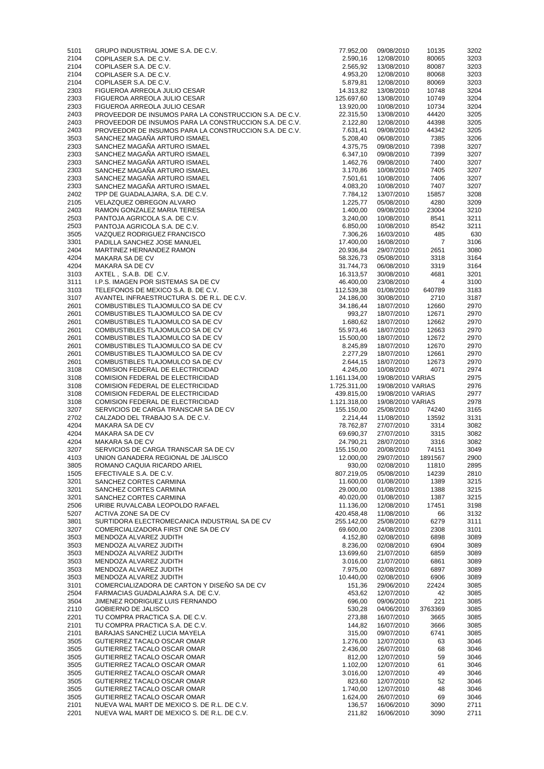| | | | | | |
|---|---|---|---|---|---|
| 5101 | GRUPO INDUSTRIAL JOME S.A. DE C.V. | 77.952,00 | 09/08/2010 | 10135 | 3202 |
| 2104 | COPILASER S.A. DE C.V. | 2.590,16 | 12/08/2010 | 80065 | 3203 |
| 2104 | COPILASER S.A. DE C.V. | 2.565,92 | 13/08/2010 | 80087 | 3203 |
| 2104 | COPILASER S.A. DE C.V. | 4.953,20 | 12/08/2010 | 80068 | 3203 |
| 2104 | COPILASER S.A. DE C.V. | 5.879,81 | 12/08/2010 | 80069 | 3203 |
| 2303 | FIGUEROA ARREOLA JULIO CESAR | 14.313,82 | 13/08/2010 | 10748 | 3204 |
| 2303 | FIGUEROA ARREOLA JULIO CESAR | 125.697,60 | 13/08/2010 | 10749 | 3204 |
| 2303 | FIGUEROA ARREOLA JULIO CESAR | 13.920,00 | 10/08/2010 | 10734 | 3204 |
| 2403 | PROVEEDOR DE INSUMOS PARA LA CONSTRUCCION S.A. DE C.V. | 22.315,50 | 13/08/2010 | 44420 | 3205 |
| 2403 | PROVEEDOR DE INSUMOS PARA LA CONSTRUCCION S.A. DE C.V. | 2.122,80 | 12/08/2010 | 44398 | 3205 |
| 2403 | PROVEEDOR DE INSUMOS PARA LA CONSTRUCCION S.A. DE C.V. | 7.631,41 | 09/08/2010 | 44342 | 3205 |
| 3503 | SANCHEZ MAGAÑA ARTURO ISMAEL | 5.208,40 | 06/08/2010 | 7385 | 3206 |
| 2303 | SANCHEZ MAGAÑA ARTURO ISMAEL | 4.375,75 | 09/08/2010 | 7398 | 3207 |
| 2303 | SANCHEZ MAGAÑA ARTURO ISMAEL | 6.347,10 | 09/08/2010 | 7399 | 3207 |
| 2303 | SANCHEZ MAGAÑA ARTURO ISMAEL | 1.462,76 | 09/08/2010 | 7400 | 3207 |
| 2303 | SANCHEZ MAGAÑA ARTURO ISMAEL | 3.170,86 | 10/08/2010 | 7405 | 3207 |
| 2303 | SANCHEZ MAGAÑA ARTURO ISMAEL | 7.501,61 | 10/08/2010 | 7406 | 3207 |
| 2303 | SANCHEZ MAGAÑA ARTURO ISMAEL | 4.083,20 | 10/08/2010 | 7407 | 3207 |
| 2402 | TPP DE GUADALAJARA, S.A. DE C.V. | 7.784,12 | 13/07/2010 | 15857 | 3208 |
| 2105 | VELAZQUEZ OBREGON ALVARO | 1.225,77 | 05/08/2010 | 4280 | 3209 |
| 2403 | RAMON GONZALEZ MARIA TERESA | 1.400,00 | 09/08/2010 | 23004 | 3210 |
| 2503 | PANTOJA AGRICOLA S.A. DE C.V. | 3.240,00 | 10/08/2010 | 8541 | 3211 |
| 2503 | PANTOJA AGRICOLA S.A. DE C.V. | 6.850,00 | 10/08/2010 | 8542 | 3211 |
| 3505 | VAZQUEZ RODRIGUEZ FRANCISCO | 7.306,26 | 16/03/2010 | 485 | 630 |
| 3301 | PADILLA SANCHEZ JOSE MANUEL | 17.400,00 | 16/08/2010 | 7 | 3106 |
| 2404 | MARTINEZ HERNANDEZ RAMON | 20.936,84 | 29/07/2010 | 2651 | 3080 |
| 4204 | MAKARA SA DE CV | 58.326,73 | 05/08/2010 | 3318 | 3164 |
| 4204 | MAKARA SA DE CV | 31.744,73 | 06/08/2010 | 3319 | 3164 |
| 3103 | AXTEL , S.A.B. DE C.V. | 16.313,57 | 30/08/2010 | 4681 | 3201 |
| 3111 | I.P.S. IMAGEN POR SISTEMAS SA DE CV | 46.400,00 | 23/08/2010 | 4 | 3100 |
| 3103 | TELEFONOS DE MEXICO S.A. B. DE C.V. | 112.539,38 | 01/08/2010 | 640789 | 3183 |
| 3107 | AVANTEL INFRAESTRUCTURA S. DE R.L. DE C.V. | 24.186,00 | 30/08/2010 | 2710 | 3187 |
| 2601 | COMBUSTIBLES TLAJOMULCO SA DE CV | 34.186,44 | 18/07/2010 | 12660 | 2970 |
| 2601 | COMBUSTIBLES TLAJOMULCO SA DE CV | 993,27 | 18/07/2010 | 12671 | 2970 |
| 2601 | COMBUSTIBLES TLAJOMULCO SA DE CV | 1.680,62 | 18/07/2010 | 12662 | 2970 |
| 2601 | COMBUSTIBLES TLAJOMULCO SA DE CV | 55.973,46 | 18/07/2010 | 12663 | 2970 |
| 2601 | COMBUSTIBLES TLAJOMULCO SA DE CV | 15.500,00 | 18/07/2010 | 12672 | 2970 |
| 2601 | COMBUSTIBLES TLAJOMULCO SA DE CV | 8.245,89 | 18/07/2010 | 12670 | 2970 |
| 2601 | COMBUSTIBLES TLAJOMULCO SA DE CV | 2.277,29 | 18/07/2010 | 12661 | 2970 |
| 2601 | COMBUSTIBLES TLAJOMULCO SA DE CV | 2.644,15 | 18/07/2010 | 12673 | 2970 |
| 3108 | COMISION FEDERAL DE ELECTRICIDAD | 4.245,00 | 10/08/2010 | 4071 | 2974 |
| 3108 | COMISION FEDERAL DE ELECTRICIDAD | 1.161.134,00 | 19/08/2010 | VARIAS | 2975 |
| 3108 | COMISION FEDERAL DE ELECTRICIDAD | 1.725.311,00 | 19/08/2010 | VARIAS | 2976 |
| 3108 | COMISION FEDERAL DE ELECTRICIDAD | 439.815,00 | 19/08/2010 | VARIAS | 2977 |
| 3108 | COMISION FEDERAL DE ELECTRICIDAD | 1.121.318,00 | 19/08/2010 | VARIAS | 2978 |
| 3207 | SERVICIOS DE CARGA TRANSCAR SA DE CV | 155.150,00 | 25/08/2010 | 74240 | 3165 |
| 2702 | CALZADO DEL TRABAJO S.A. DE C.V. | 2.214,44 | 11/08/2010 | 13592 | 3131 |
| 4204 | MAKARA SA DE CV | 78.762,87 | 27/07/2010 | 3314 | 3082 |
| 4204 | MAKARA SA DE CV | 69.690,37 | 27/07/2010 | 3315 | 3082 |
| 4204 | MAKARA SA DE CV | 24.790,21 | 28/07/2010 | 3316 | 3082 |
| 3207 | SERVICIOS DE CARGA TRANSCAR SA DE CV | 155.150,00 | 20/08/2010 | 74151 | 3049 |
| 4103 | UNION GANADERA REGIONAL DE JALISCO | 12.000,00 | 29/07/2010 | 1891567 | 2900 |
| 3805 | ROMANO CAQUIA RICARDO ARIEL | 930,00 | 02/08/2010 | 11810 | 2895 |
| 1505 | EFECTIVALE S.A. DE C.V. | 807.219,05 | 05/08/2010 | 14239 | 2810 |
| 3201 | SANCHEZ CORTES CARMINA | 11.600,00 | 01/08/2010 | 1389 | 3215 |
| 3201 | SANCHEZ CORTES CARMINA | 29.000,00 | 01/08/2010 | 1388 | 3215 |
| 3201 | SANCHEZ CORTES CARMINA | 40.020,00 | 01/08/2010 | 1387 | 3215 |
| 2506 | URIBE RUVALCABA LEOPOLDO RAFAEL | 11.136,00 | 12/08/2010 | 17451 | 3198 |
| 5207 | ACTIVA ZONE SA DE CV | 420.458,48 | 11/08/2010 | 66 | 3132 |
| 3801 | SURTIDORA ELECTROMECANICA INDUSTRIAL SA DE CV | 255.142,00 | 25/08/2010 | 6279 | 3111 |
| 3207 | COMERCIALIZADORA FIRST ONE SA DE CV | 69.600,00 | 24/08/2010 | 2308 | 3101 |
| 3503 | MENDOZA ALVAREZ JUDITH | 4.152,80 | 02/08/2010 | 6898 | 3089 |
| 3503 | MENDOZA ALVAREZ JUDITH | 8.236,00 | 02/08/2010 | 6904 | 3089 |
| 3503 | MENDOZA ALVAREZ JUDITH | 13.699,60 | 21/07/2010 | 6859 | 3089 |
| 3503 | MENDOZA ALVAREZ JUDITH | 3.016,00 | 21/07/2010 | 6861 | 3089 |
| 3503 | MENDOZA ALVAREZ JUDITH | 7.975,00 | 02/08/2010 | 6897 | 3089 |
| 3503 | MENDOZA ALVAREZ JUDITH | 10.440,00 | 02/08/2010 | 6906 | 3089 |
| 3101 | COMERCIALIZADORA DE CARTON Y DISEÑO SA DE CV | 151,36 | 29/06/2010 | 22424 | 3085 |
| 2504 | FARMACIAS GUADALAJARA S.A. DE C.V. | 453,62 | 12/07/2010 | 42 | 3085 |
| 3504 | JIMENEZ RODRIGUEZ LUIS FERNANDO | 696,00 | 09/06/2010 | 221 | 3085 |
| 2110 | GOBIERNO DE JALISCO | 530,28 | 04/06/2010 | 3763369 | 3085 |
| 2201 | TU COMPRA PRACTICA S.A. DE C.V. | 273,88 | 16/07/2010 | 3665 | 3085 |
| 2101 | TU COMPRA PRACTICA S.A. DE C.V. | 144,82 | 16/07/2010 | 3666 | 3085 |
| 2101 | BARAJAS SANCHEZ LUCIA MAYELA | 315,00 | 09/07/2010 | 6741 | 3085 |
| 3505 | GUTIERREZ TACALO OSCAR OMAR | 1.276,00 | 12/07/2010 | 63 | 3046 |
| 3505 | GUTIERREZ TACALO OSCAR OMAR | 2.436,00 | 26/07/2010 | 68 | 3046 |
| 3505 | GUTIERREZ TACALO OSCAR OMAR | 812,00 | 12/07/2010 | 59 | 3046 |
| 3505 | GUTIERREZ TACALO OSCAR OMAR | 1.102,00 | 12/07/2010 | 61 | 3046 |
| 3505 | GUTIERREZ TACALO OSCAR OMAR | 3.016,00 | 12/07/2010 | 49 | 3046 |
| 3505 | GUTIERREZ TACALO OSCAR OMAR | 823,60 | 12/07/2010 | 52 | 3046 |
| 3505 | GUTIERREZ TACALO OSCAR OMAR | 1.740,00 | 12/07/2010 | 48 | 3046 |
| 3505 | GUTIERREZ TACALO OSCAR OMAR | 1.624,00 | 26/07/2010 | 69 | 3046 |
| 2101 | NUEVA WAL MART DE MEXICO S. DE R.L. DE C.V. | 136,57 | 16/06/2010 | 3090 | 2711 |
| 2201 | NUEVA WAL MART DE MEXICO S. DE R.L. DE C.V. | 211,82 | 16/06/2010 | 3090 | 2711 |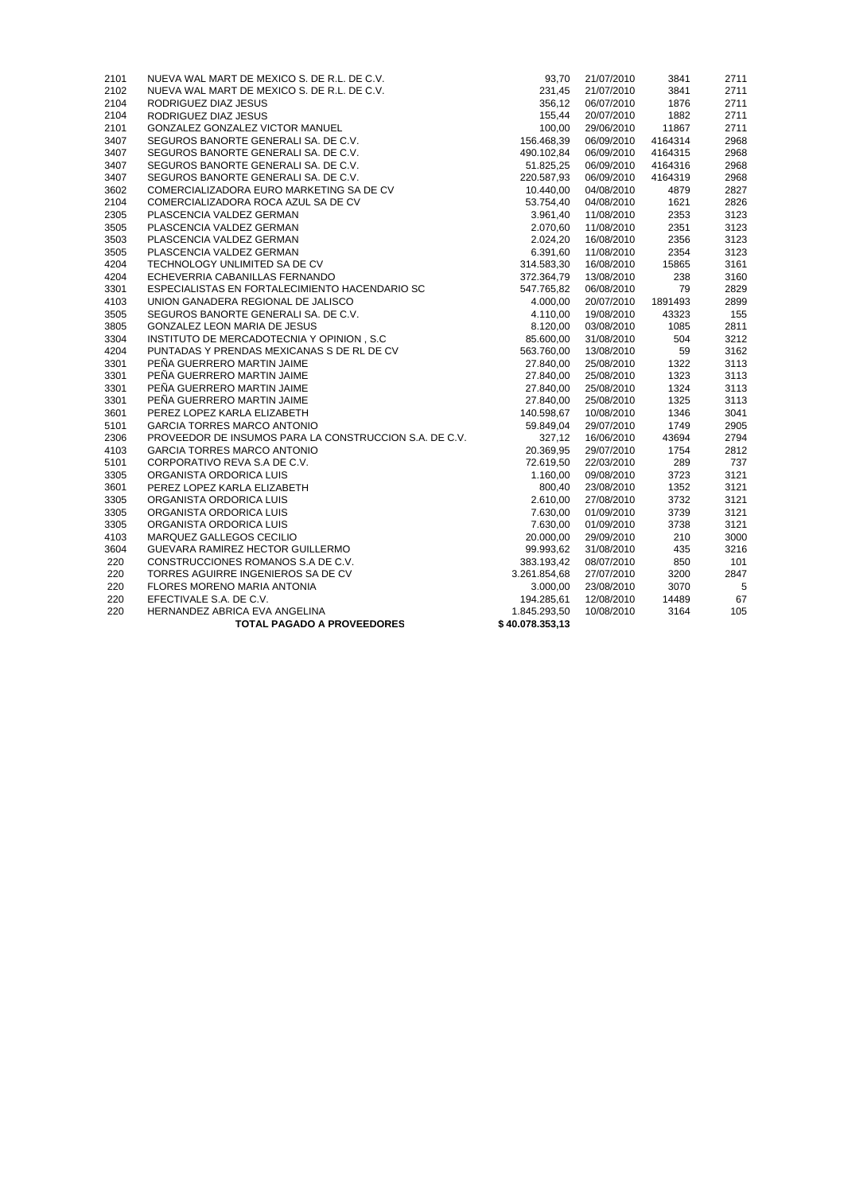| | | | | | |
|---|---|---|---|---|---|
| 2101 | NUEVA WAL MART DE MEXICO S. DE R.L. DE C.V. | 93,70 | 21/07/2010 | 3841 | 2711 |
| 2102 | NUEVA WAL MART DE MEXICO S. DE R.L. DE C.V. | 231,45 | 21/07/2010 | 3841 | 2711 |
| 2104 | RODRIGUEZ DIAZ JESUS | 356,12 | 06/07/2010 | 1876 | 2711 |
| 2104 | RODRIGUEZ DIAZ JESUS | 155,44 | 20/07/2010 | 1882 | 2711 |
| 2101 | GONZALEZ GONZALEZ VICTOR MANUEL | 100,00 | 29/06/2010 | 11867 | 2711 |
| 3407 | SEGUROS BANORTE GENERALI SA. DE C.V. | 156.468,39 | 06/09/2010 | 4164314 | 2968 |
| 3407 | SEGUROS BANORTE GENERALI SA. DE C.V. | 490.102,84 | 06/09/2010 | 4164315 | 2968 |
| 3407 | SEGUROS BANORTE GENERALI SA. DE C.V. | 51.825,25 | 06/09/2010 | 4164316 | 2968 |
| 3407 | SEGUROS BANORTE GENERALI SA. DE C.V. | 220.587,93 | 06/09/2010 | 4164319 | 2968 |
| 3602 | COMERCIALIZADORA EURO MARKETING SA DE CV | 10.440,00 | 04/08/2010 | 4879 | 2827 |
| 2104 | COMERCIALIZADORA ROCA AZUL SA DE CV | 53.754,40 | 04/08/2010 | 1621 | 2826 |
| 2305 | PLASCENCIA VALDEZ GERMAN | 3.961,40 | 11/08/2010 | 2353 | 3123 |
| 3505 | PLASCENCIA VALDEZ GERMAN | 2.070,60 | 11/08/2010 | 2351 | 3123 |
| 3503 | PLASCENCIA VALDEZ GERMAN | 2.024,20 | 16/08/2010 | 2356 | 3123 |
| 3505 | PLASCENCIA VALDEZ GERMAN | 6.391,60 | 11/08/2010 | 2354 | 3123 |
| 4204 | TECHNOLOGY UNLIMITED SA DE CV | 314.583,30 | 16/08/2010 | 15865 | 3161 |
| 4204 | ECHEVERRIA CABANILLAS FERNANDO | 372.364,79 | 13/08/2010 | 238 | 3160 |
| 3301 | ESPECIALISTAS EN FORTALECIMIENTO HACENDARIO SC | 547.765,82 | 06/08/2010 | 79 | 2829 |
| 4103 | UNION GANADERA REGIONAL DE JALISCO | 4.000,00 | 20/07/2010 | 1891493 | 2899 |
| 3505 | SEGUROS BANORTE GENERALI SA. DE C.V. | 4.110,00 | 19/08/2010 | 43323 | 155 |
| 3805 | GONZALEZ LEON MARIA DE JESUS | 8.120,00 | 03/08/2010 | 1085 | 2811 |
| 3304 | INSTITUTO DE MERCADOTECNIA Y OPINION , S.C | 85.600,00 | 31/08/2010 | 504 | 3212 |
| 4204 | PUNTADAS Y PRENDAS MEXICANAS S DE RL DE CV | 563.760,00 | 13/08/2010 | 59 | 3162 |
| 3301 | PEÑA GUERRERO MARTIN JAIME | 27.840,00 | 25/08/2010 | 1322 | 3113 |
| 3301 | PEÑA GUERRERO MARTIN JAIME | 27.840,00 | 25/08/2010 | 1323 | 3113 |
| 3301 | PEÑA GUERRERO MARTIN JAIME | 27.840,00 | 25/08/2010 | 1324 | 3113 |
| 3301 | PEÑA GUERRERO MARTIN JAIME | 27.840,00 | 25/08/2010 | 1325 | 3113 |
| 3601 | PEREZ LOPEZ KARLA ELIZABETH | 140.598,67 | 10/08/2010 | 1346 | 3041 |
| 5101 | GARCIA TORRES MARCO ANTONIO | 59.849,04 | 29/07/2010 | 1749 | 2905 |
| 2306 | PROVEEDOR DE INSUMOS PARA LA CONSTRUCCION S.A. DE C.V. | 327,12 | 16/06/2010 | 43694 | 2794 |
| 4103 | GARCIA TORRES MARCO ANTONIO | 20.369,95 | 29/07/2010 | 1754 | 2812 |
| 5101 | CORPORATIVO REVA S.A DE C.V. | 72.619,50 | 22/03/2010 | 289 | 737 |
| 3305 | ORGANISTA ORDORICA LUIS | 1.160,00 | 09/08/2010 | 3723 | 3121 |
| 3601 | PEREZ LOPEZ KARLA ELIZABETH | 800,40 | 23/08/2010 | 1352 | 3121 |
| 3305 | ORGANISTA ORDORICA LUIS | 2.610,00 | 27/08/2010 | 3732 | 3121 |
| 3305 | ORGANISTA ORDORICA LUIS | 7.630,00 | 01/09/2010 | 3739 | 3121 |
| 3305 | ORGANISTA ORDORICA LUIS | 7.630,00 | 01/09/2010 | 3738 | 3121 |
| 4103 | MARQUEZ GALLEGOS CECILIO | 20.000,00 | 29/09/2010 | 210 | 3000 |
| 3604 | GUEVARA RAMIREZ HECTOR GUILLERMO | 99.993,62 | 31/08/2010 | 435 | 3216 |
| 220 | CONSTRUCCIONES ROMANOS S.A DE C.V. | 383.193,42 | 08/07/2010 | 850 | 101 |
| 220 | TORRES AGUIRRE INGENIEROS SA DE CV | 3.261.854,68 | 27/07/2010 | 3200 | 2847 |
| 220 | FLORES MORENO MARIA ANTONIA | 3.000,00 | 23/08/2010 | 3070 | 5 |
| 220 | EFECTIVALE S.A. DE C.V. | 194.285,61 | 12/08/2010 | 14489 | 67 |
| 220 | HERNANDEZ ABRICA EVA ANGELINA | 1.845.293,50 | 10/08/2010 | 3164 | 105 |
| | **TOTAL PAGADO A PROVEEDORES** | **$ 40.078.353,13** | | | |